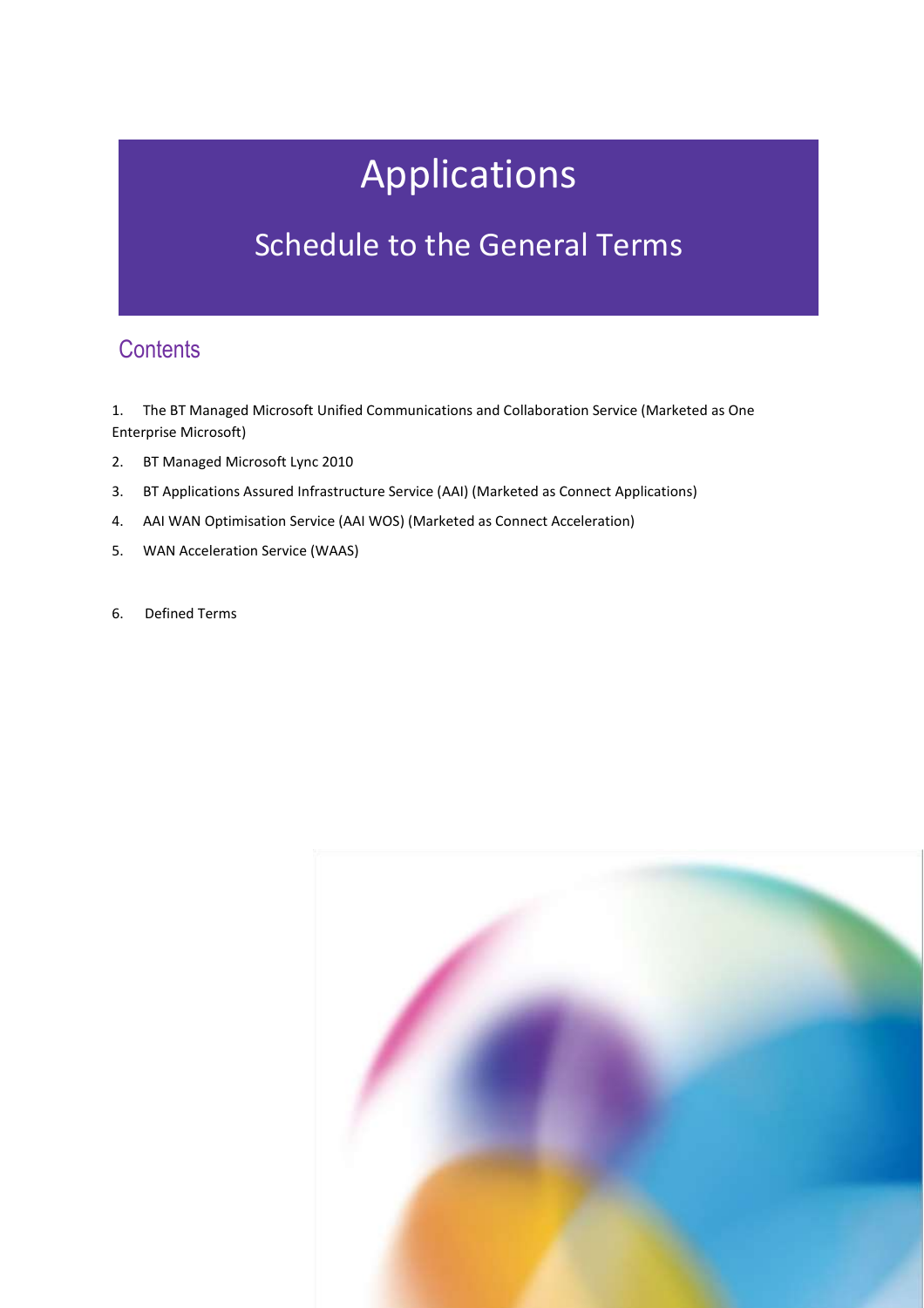# Applications

## Schedule to the General Terms

## Contents

1. The BT Managed Microsoft Unified Communications and Collaboration Service (Marketed as One Enterprise Microsoft)
2. BT Managed Microsoft Lync 2010
3. BT Applications Assured Infrastructure Service (AAI) (Marketed as Connect Applications)
4. AAI WAN Optimisation Service (AAI WOS) (Marketed as Connect Acceleration)
5. WAN Acceleration Service (WAAS)
6. Defined Terms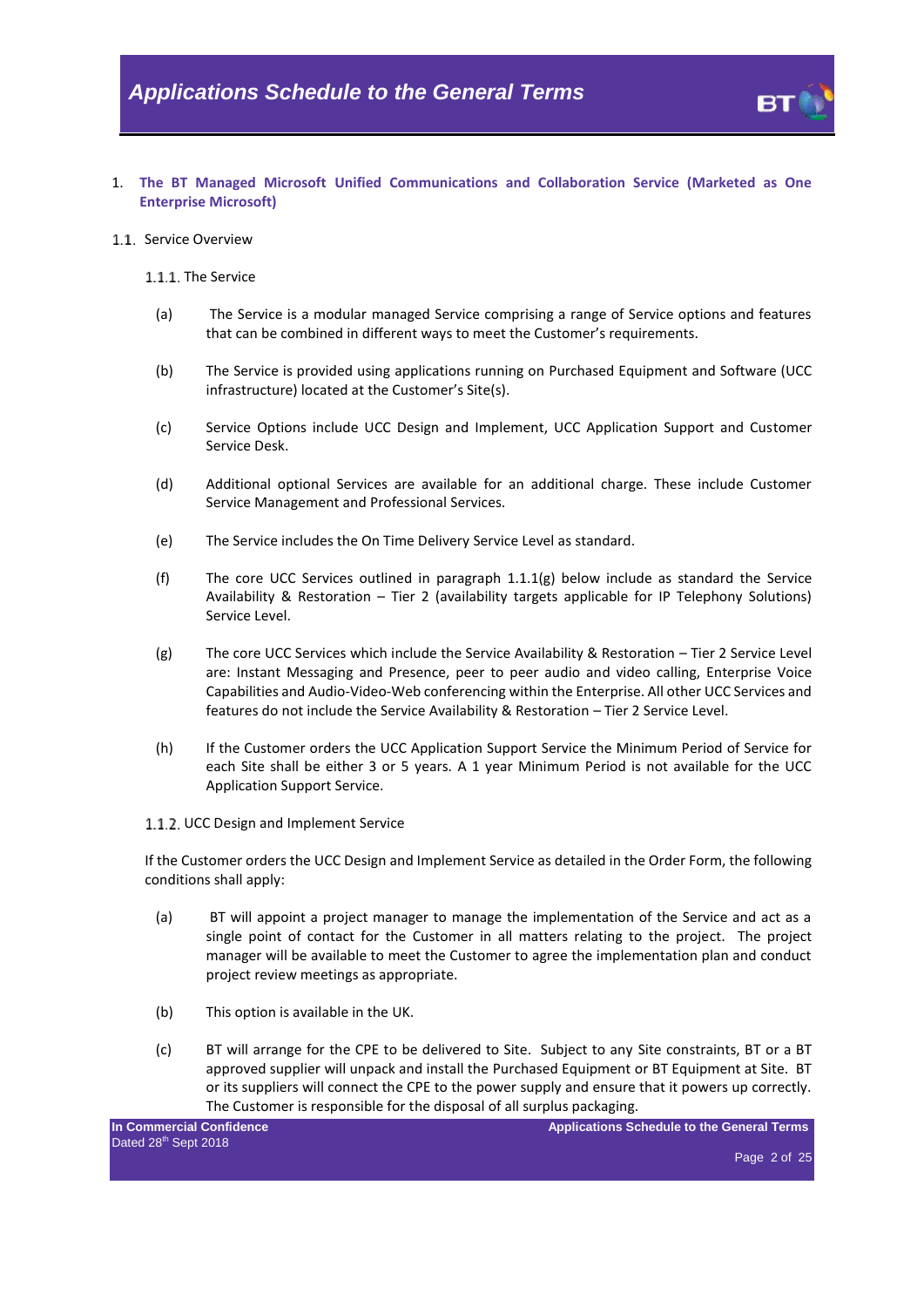# 1. The BT Managed Microsoft Unified Communications and Collaboration Service (Marketed as One Enterprise Microsoft)

## 1.1. Service Overview

### 1.1.1. The Service

(a) The Service is a modular managed Service comprising a range of Service options and features that can be combined in different ways to meet the Customer's requirements.

(b) The Service is provided using applications running on Purchased Equipment and Software (UCC infrastructure) located at the Customer's Site(s).

(c) Service Options include UCC Design and Implement, UCC Application Support and Customer Service Desk.

(d) Additional optional Services are available for an additional charge. These include Customer Service Management and Professional Services.

(e) The Service includes the On Time Delivery Service Level as standard.

(f) The core UCC Services outlined in paragraph 1.1.1(g) below include as standard the Service Availability & Restoration – Tier 2 (availability targets applicable for IP Telephony Solutions) Service Level.

(g) The core UCC Services which include the Service Availability & Restoration – Tier 2 Service Level are: Instant Messaging and Presence, peer to peer audio and video calling, Enterprise Voice Capabilities and Audio-Video-Web conferencing within the Enterprise. All other UCC Services and features do not include the Service Availability & Restoration – Tier 2 Service Level.

(h) If the Customer orders the UCC Application Support Service the Minimum Period of Service for each Site shall be either 3 or 5 years. A 1 year Minimum Period is not available for the UCC Application Support Service.

### 1.1.2. UCC Design and Implement Service

If the Customer orders the UCC Design and Implement Service as detailed in the Order Form, the following conditions shall apply:

(a) BT will appoint a project manager to manage the implementation of the Service and act as a single point of contact for the Customer in all matters relating to the project. The project manager will be available to meet the Customer to agree the implementation plan and conduct project review meetings as appropriate.

(b) This option is available in the UK.

(c) BT will arrange for the CPE to be delivered to Site. Subject to any Site constraints, BT or a BT approved supplier will unpack and install the Purchased Equipment or BT Equipment at Site. BT or its suppliers will connect the CPE to the power supply and ensure that it powers up correctly. The Customer is responsible for the disposal of all surplus packaging.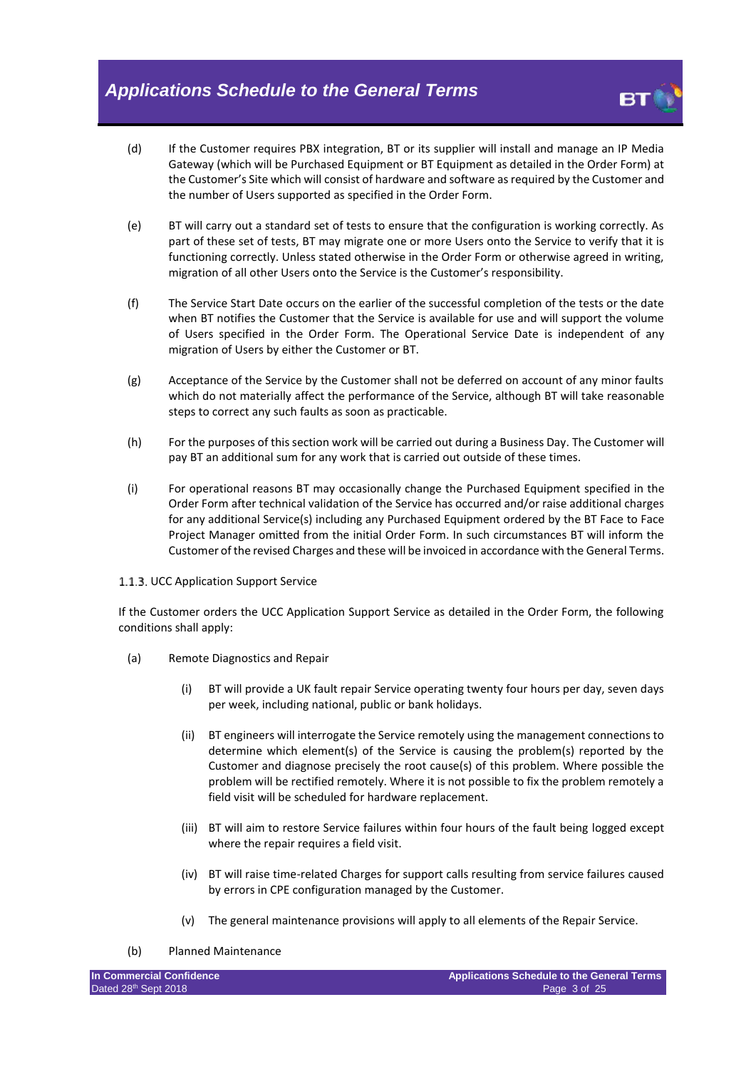(d) If the Customer requires PBX integration, BT or its supplier will install and manage an IP Media Gateway (which will be Purchased Equipment or BT Equipment as detailed in the Order Form) at the Customer's Site which will consist of hardware and software as required by the Customer and the number of Users supported as specified in the Order Form.

(e) BT will carry out a standard set of tests to ensure that the configuration is working correctly. As part of these set of tests, BT may migrate one or more Users onto the Service to verify that it is functioning correctly. Unless stated otherwise in the Order Form or otherwise agreed in writing, migration of all other Users onto the Service is the Customer's responsibility.

(f) The Service Start Date occurs on the earlier of the successful completion of the tests or the date when BT notifies the Customer that the Service is available for use and will support the volume of Users specified in the Order Form. The Operational Service Date is independent of any migration of Users by either the Customer or BT.

(g) Acceptance of the Service by the Customer shall not be deferred on account of any minor faults which do not materially affect the performance of the Service, although BT will take reasonable steps to correct any such faults as soon as practicable.

(h) For the purposes of this section work will be carried out during a Business Day. The Customer will pay BT an additional sum for any work that is carried out outside of these times.

(i) For operational reasons BT may occasionally change the Purchased Equipment specified in the Order Form after technical validation of the Service has occurred and/or raise additional charges for any additional Service(s) including any Purchased Equipment ordered by the BT Face to Face Project Manager omitted from the initial Order Form. In such circumstances BT will inform the Customer of the revised Charges and these will be invoiced in accordance with the General Terms.

#### 1.1.3. UCC Application Support Service

If the Customer orders the UCC Application Support Service as detailed in the Order Form, the following conditions shall apply:

(a) Remote Diagnostics and Repair

(i) BT will provide a UK fault repair Service operating twenty four hours per day, seven days per week, including national, public or bank holidays.

(ii) BT engineers will interrogate the Service remotely using the management connections to determine which element(s) of the Service is causing the problem(s) reported by the Customer and diagnose precisely the root cause(s) of this problem. Where possible the problem will be rectified remotely. Where it is not possible to fix the problem remotely a field visit will be scheduled for hardware replacement.

(iii) BT will aim to restore Service failures within four hours of the fault being logged except where the repair requires a field visit.

(iv) BT will raise time-related Charges for support calls resulting from service failures caused by errors in CPE configuration managed by the Customer.

(v) The general maintenance provisions will apply to all elements of the Repair Service.

(b) Planned Maintenance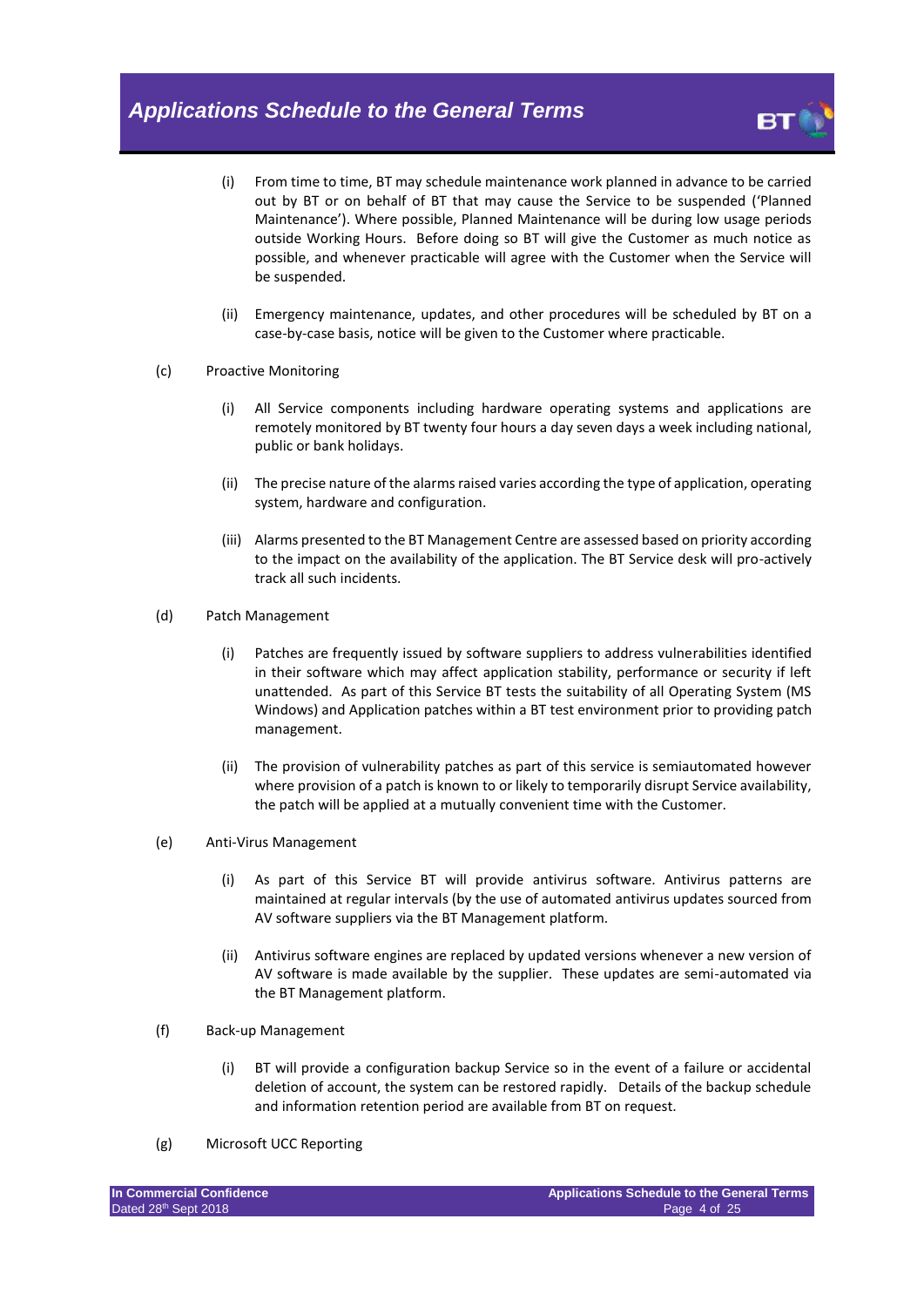(i) From time to time, BT may schedule maintenance work planned in advance to be carried out by BT or on behalf of BT that may cause the Service to be suspended ('Planned Maintenance'). Where possible, Planned Maintenance will be during low usage periods outside Working Hours. Before doing so BT will give the Customer as much notice as possible, and whenever practicable will agree with the Customer when the Service will be suspended.

(ii) Emergency maintenance, updates, and other procedures will be scheduled by BT on a case-by-case basis, notice will be given to the Customer where practicable.

(c) Proactive Monitoring

(i) All Service components including hardware operating systems and applications are remotely monitored by BT twenty four hours a day seven days a week including national, public or bank holidays.

(ii) The precise nature of the alarms raised varies according the type of application, operating system, hardware and configuration.

(iii) Alarms presented to the BT Management Centre are assessed based on priority according to the impact on the availability of the application. The BT Service desk will pro-actively track all such incidents.

(d) Patch Management

(i) Patches are frequently issued by software suppliers to address vulnerabilities identified in their software which may affect application stability, performance or security if left unattended. As part of this Service BT tests the suitability of all Operating System (MS Windows) and Application patches within a BT test environment prior to providing patch management.

(ii) The provision of vulnerability patches as part of this service is semiautomated however where provision of a patch is known to or likely to temporarily disrupt Service availability, the patch will be applied at a mutually convenient time with the Customer.

(e) Anti-Virus Management

(i) As part of this Service BT will provide antivirus software. Antivirus patterns are maintained at regular intervals (by the use of automated antivirus updates sourced from AV software suppliers via the BT Management platform.

(ii) Antivirus software engines are replaced by updated versions whenever a new version of AV software is made available by the supplier. These updates are semi-automated via the BT Management platform.

(f) Back-up Management

(i) BT will provide a configuration backup Service so in the event of a failure or accidental deletion of account, the system can be restored rapidly. Details of the backup schedule and information retention period are available from BT on request.

(g) Microsoft UCC Reporting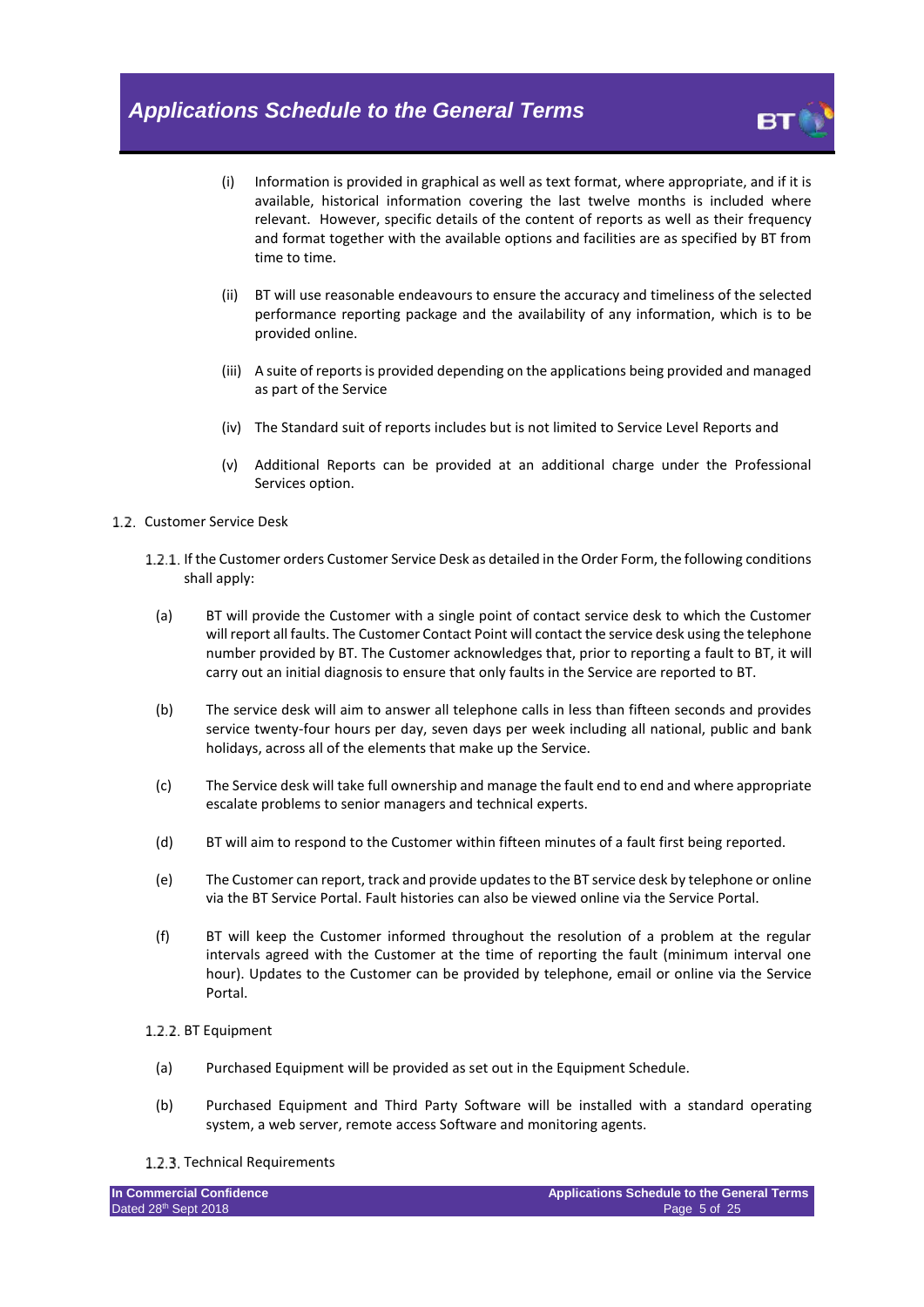(i) Information is provided in graphical as well as text format, where appropriate, and if it is available, historical information covering the last twelve months is included where relevant. However, specific details of the content of reports as well as their frequency and format together with the available options and facilities are as specified by BT from time to time.

(ii) BT will use reasonable endeavours to ensure the accuracy and timeliness of the selected performance reporting package and the availability of any information, which is to be provided online.

(iii) A suite of reports is provided depending on the applications being provided and managed as part of the Service

(iv) The Standard suit of reports includes but is not limited to Service Level Reports and

(v) Additional Reports can be provided at an additional charge under the Professional Services option.

1.2. Customer Service Desk

1.2.1. If the Customer orders Customer Service Desk as detailed in the Order Form, the following conditions shall apply:

(a) BT will provide the Customer with a single point of contact service desk to which the Customer will report all faults. The Customer Contact Point will contact the service desk using the telephone number provided by BT. The Customer acknowledges that, prior to reporting a fault to BT, it will carry out an initial diagnosis to ensure that only faults in the Service are reported to BT.

(b) The service desk will aim to answer all telephone calls in less than fifteen seconds and provides service twenty-four hours per day, seven days per week including all national, public and bank holidays, across all of the elements that make up the Service.

(c) The Service desk will take full ownership and manage the fault end to end and where appropriate escalate problems to senior managers and technical experts.

(d) BT will aim to respond to the Customer within fifteen minutes of a fault first being reported.

(e) The Customer can report, track and provide updates to the BT service desk by telephone or online via the BT Service Portal. Fault histories can also be viewed online via the Service Portal.

(f) BT will keep the Customer informed throughout the resolution of a problem at the regular intervals agreed with the Customer at the time of reporting the fault (minimum interval one hour). Updates to the Customer can be provided by telephone, email or online via the Service Portal.

1.2.2. BT Equipment

(a) Purchased Equipment will be provided as set out in the Equipment Schedule.

(b) Purchased Equipment and Third Party Software will be installed with a standard operating system, a web server, remote access Software and monitoring agents.

1.2.3. Technical Requirements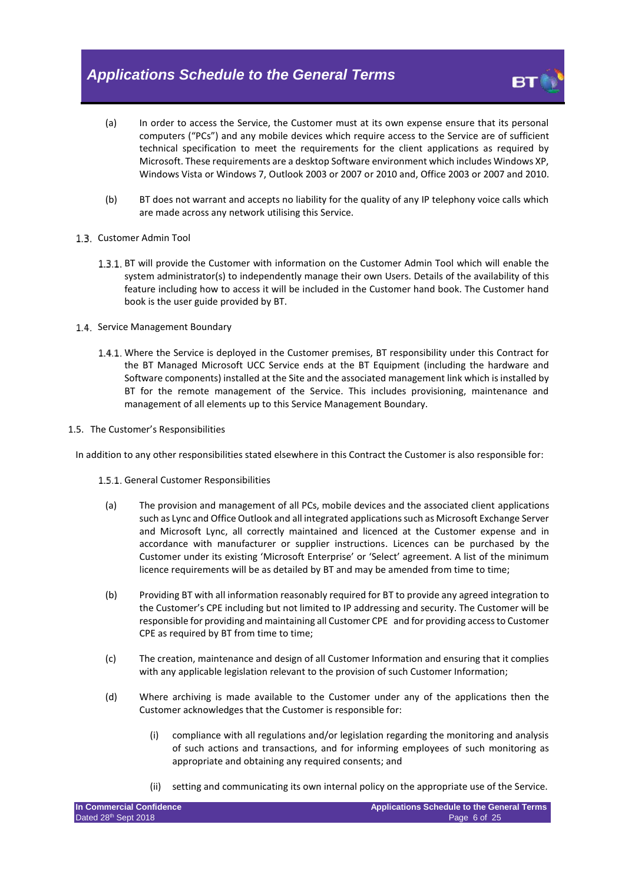(a) In order to access the Service, the Customer must at its own expense ensure that its personal computers ("PCs") and any mobile devices which require access to the Service are of sufficient technical specification to meet the requirements for the client applications as required by Microsoft. These requirements are a desktop Software environment which includes Windows XP, Windows Vista or Windows 7, Outlook 2003 or 2007 or 2010 and, Office 2003 or 2007 and 2010.

(b) BT does not warrant and accepts no liability for the quality of any IP telephony voice calls which are made across any network utilising this Service.

1.3. Customer Admin Tool

1.3.1. BT will provide the Customer with information on the Customer Admin Tool which will enable the system administrator(s) to independently manage their own Users. Details of the availability of this feature including how to access it will be included in the Customer hand book. The Customer hand book is the user guide provided by BT.

1.4. Service Management Boundary

1.4.1. Where the Service is deployed in the Customer premises, BT responsibility under this Contract for the BT Managed Microsoft UCC Service ends at the BT Equipment (including the hardware and Software components) installed at the Site and the associated management link which is installed by BT for the remote management of the Service. This includes provisioning, maintenance and management of all elements up to this Service Management Boundary.

1.5. The Customer's Responsibilities

In addition to any other responsibilities stated elsewhere in this Contract the Customer is also responsible for:

1.5.1. General Customer Responsibilities

(a) The provision and management of all PCs, mobile devices and the associated client applications such as Lync and Office Outlook and all integrated applications such as Microsoft Exchange Server and Microsoft Lync, all correctly maintained and licenced at the Customer expense and in accordance with manufacturer or supplier instructions. Licences can be purchased by the Customer under its existing 'Microsoft Enterprise' or 'Select' agreement. A list of the minimum licence requirements will be as detailed by BT and may be amended from time to time;

(b) Providing BT with all information reasonably required for BT to provide any agreed integration to the Customer's CPE including but not limited to IP addressing and security. The Customer will be responsible for providing and maintaining all Customer CPE and for providing access to Customer CPE as required by BT from time to time;

(c) The creation, maintenance and design of all Customer Information and ensuring that it complies with any applicable legislation relevant to the provision of such Customer Information;

(d) Where archiving is made available to the Customer under any of the applications then the Customer acknowledges that the Customer is responsible for:

  (i) compliance with all regulations and/or legislation regarding the monitoring and analysis of such actions and transactions, and for informing employees of such monitoring as appropriate and obtaining any required consents; and

  (ii) setting and communicating its own internal policy on the appropriate use of the Service.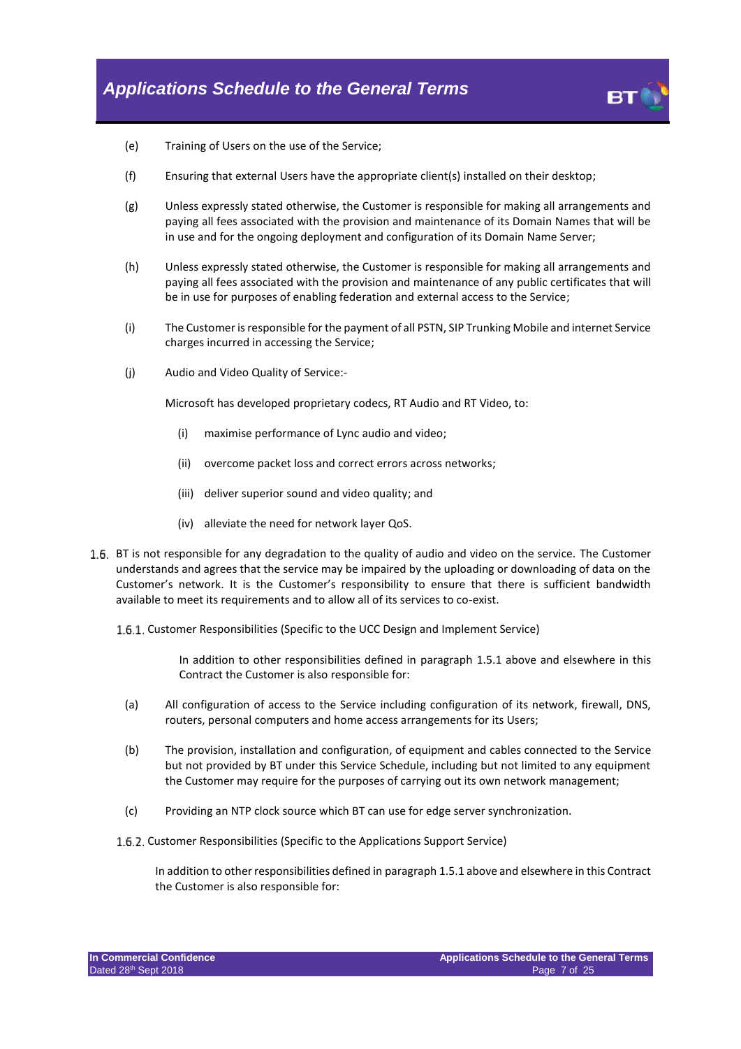(e) Training of Users on the use of the Service;

(f) Ensuring that external Users have the appropriate client(s) installed on their desktop;

(g) Unless expressly stated otherwise, the Customer is responsible for making all arrangements and paying all fees associated with the provision and maintenance of its Domain Names that will be in use and for the ongoing deployment and configuration of its Domain Name Server;

(h) Unless expressly stated otherwise, the Customer is responsible for making all arrangements and paying all fees associated with the provision and maintenance of any public certificates that will be in use for purposes of enabling federation and external access to the Service;

(i) The Customer is responsible for the payment of all PSTN, SIP Trunking Mobile and internet Service charges incurred in accessing the Service;

(j) Audio and Video Quality of Service:-

Microsoft has developed proprietary codecs, RT Audio and RT Video, to:

(i) maximise performance of Lync audio and video;

(ii) overcome packet loss and correct errors across networks;

(iii) deliver superior sound and video quality; and

(iv) alleviate the need for network layer QoS.

1.6. BT is not responsible for any degradation to the quality of audio and video on the service. The Customer understands and agrees that the service may be impaired by the uploading or downloading of data on the Customer's network. It is the Customer's responsibility to ensure that there is sufficient bandwidth available to meet its requirements and to allow all of its services to co-exist.

1.6.1. Customer Responsibilities (Specific to the UCC Design and Implement Service)

In addition to other responsibilities defined in paragraph 1.5.1 above and elsewhere in this Contract the Customer is also responsible for:

(a) All configuration of access to the Service including configuration of its network, firewall, DNS, routers, personal computers and home access arrangements for its Users;

(b) The provision, installation and configuration, of equipment and cables connected to the Service but not provided by BT under this Service Schedule, including but not limited to any equipment the Customer may require for the purposes of carrying out its own network management;

(c) Providing an NTP clock source which BT can use for edge server synchronization.

1.6.2. Customer Responsibilities (Specific to the Applications Support Service)

In addition to other responsibilities defined in paragraph 1.5.1 above and elsewhere in this Contract the Customer is also responsible for: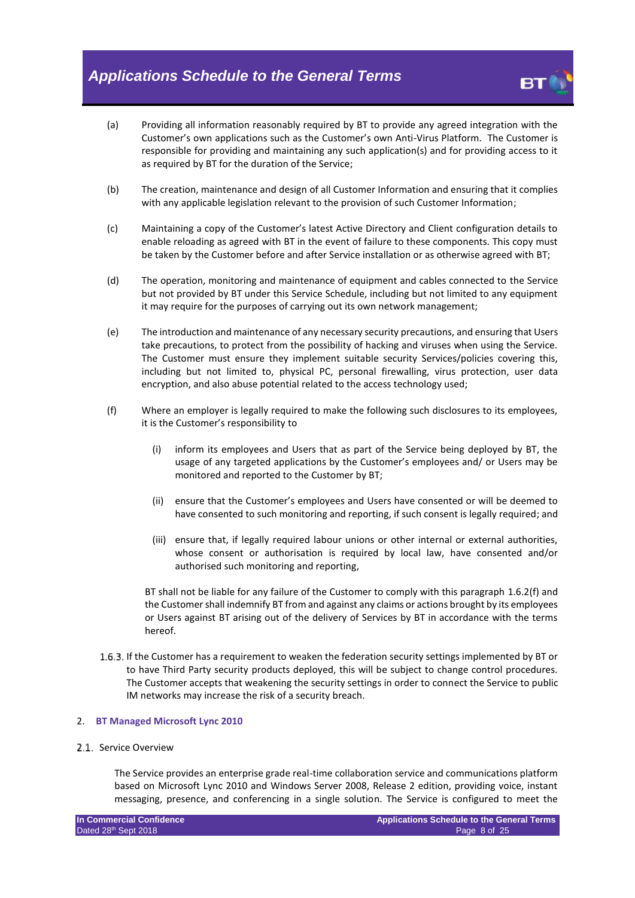(a) Providing all information reasonably required by BT to provide any agreed integration with the Customer's own applications such as the Customer's own Anti-Virus Platform. The Customer is responsible for providing and maintaining any such application(s) and for providing access to it as required by BT for the duration of the Service;

(b) The creation, maintenance and design of all Customer Information and ensuring that it complies with any applicable legislation relevant to the provision of such Customer Information;

(c) Maintaining a copy of the Customer's latest Active Directory and Client configuration details to enable reloading as agreed with BT in the event of failure to these components. This copy must be taken by the Customer before and after Service installation or as otherwise agreed with BT;

(d) The operation, monitoring and maintenance of equipment and cables connected to the Service but not provided by BT under this Service Schedule, including but not limited to any equipment it may require for the purposes of carrying out its own network management;

(e) The introduction and maintenance of any necessary security precautions, and ensuring that Users take precautions, to protect from the possibility of hacking and viruses when using the Service. The Customer must ensure they implement suitable security Services/policies covering this, including but not limited to, physical PC, personal firewalling, virus protection, user data encryption, and also abuse potential related to the access technology used;

(f) Where an employer is legally required to make the following such disclosures to its employees, it is the Customer's responsibility to

   (i) inform its employees and Users that as part of the Service being deployed by BT, the usage of any targeted applications by the Customer's employees and/ or Users may be monitored and reported to the Customer by BT;

   (ii) ensure that the Customer's employees and Users have consented or will be deemed to have consented to such monitoring and reporting, if such consent is legally required; and

   (iii) ensure that, if legally required labour unions or other internal or external authorities, whose consent or authorisation is required by local law, have consented and/or authorised such monitoring and reporting,

BT shall not be liable for any failure of the Customer to comply with this paragraph 1.6.2(f) and the Customer shall indemnify BT from and against any claims or actions brought by its employees or Users against BT arising out of the delivery of Services by BT in accordance with the terms hereof.

1.6.3. If the Customer has a requirement to weaken the federation security settings implemented by BT or to have Third Party security products deployed, this will be subject to change control procedures. The Customer accepts that weakening the security settings in order to connect the Service to public IM networks may increase the risk of a security breach.

## 2. BT Managed Microsoft Lync 2010

2.1. Service Overview

The Service provides an enterprise grade real-time collaboration service and communications platform based on Microsoft Lync 2010 and Windows Server 2008, Release 2 edition, providing voice, instant messaging, presence, and conferencing in a single solution. The Service is configured to meet the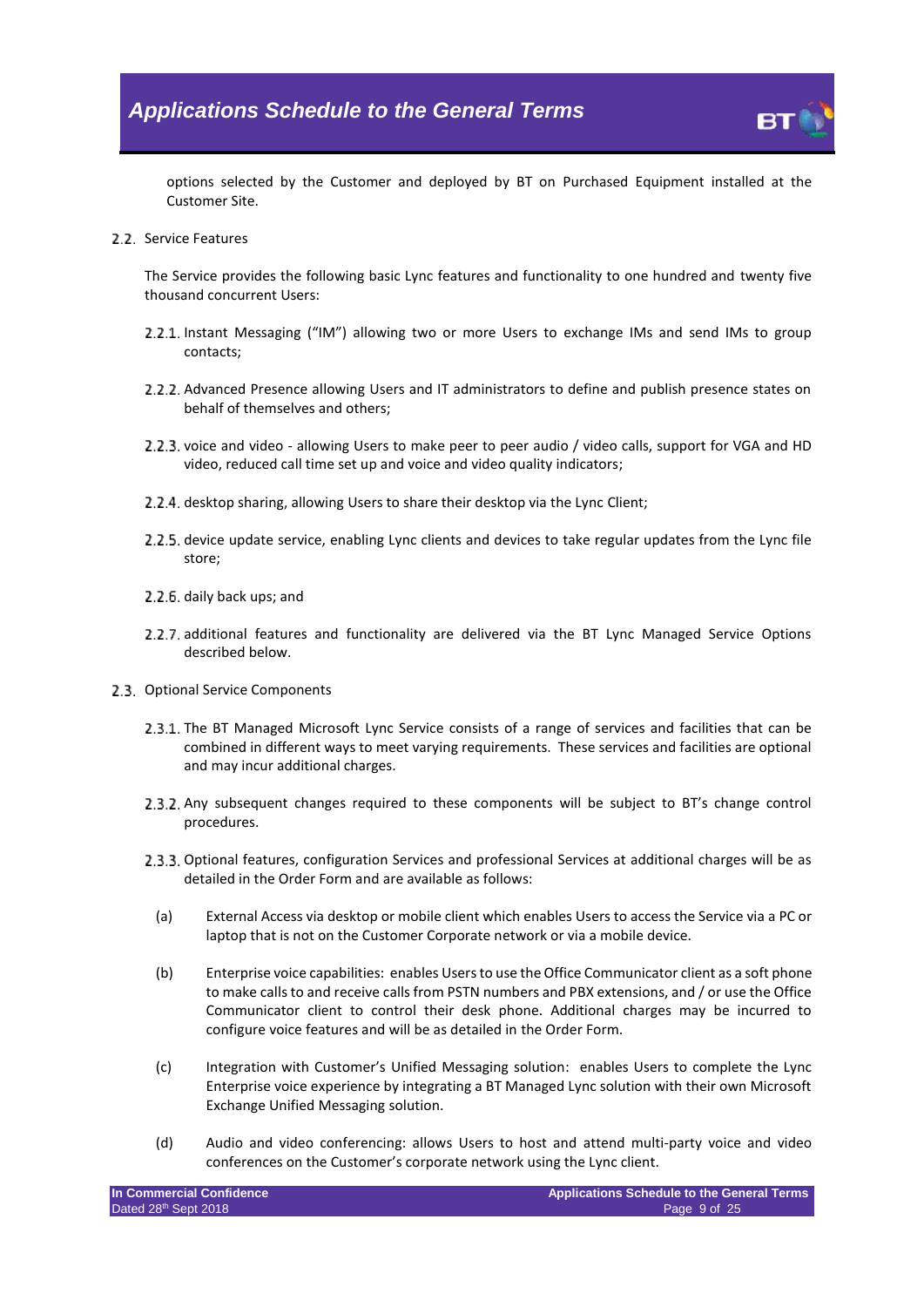options selected by the Customer and deployed by BT on Purchased Equipment installed at the Customer Site.

2.2. Service Features

The Service provides the following basic Lync features and functionality to one hundred and twenty five thousand concurrent Users:

2.2.1. Instant Messaging ("IM") allowing two or more Users to exchange IMs and send IMs to group contacts;

2.2.2. Advanced Presence allowing Users and IT administrators to define and publish presence states on behalf of themselves and others;

2.2.3. voice and video - allowing Users to make peer to peer audio / video calls, support for VGA and HD video, reduced call time set up and voice and video quality indicators;

2.2.4. desktop sharing, allowing Users to share their desktop via the Lync Client;

2.2.5. device update service, enabling Lync clients and devices to take regular updates from the Lync file store;

2.2.6. daily back ups; and

2.2.7. additional features and functionality are delivered via the BT Lync Managed Service Options described below.

2.3. Optional Service Components

2.3.1. The BT Managed Microsoft Lync Service consists of a range of services and facilities that can be combined in different ways to meet varying requirements. These services and facilities are optional and may incur additional charges.

2.3.2. Any subsequent changes required to these components will be subject to BT's change control procedures.

2.3.3. Optional features, configuration Services and professional Services at additional charges will be as detailed in the Order Form and are available as follows:

(a) External Access via desktop or mobile client which enables Users to access the Service via a PC or laptop that is not on the Customer Corporate network or via a mobile device.

(b) Enterprise voice capabilities: enables Users to use the Office Communicator client as a soft phone to make calls to and receive calls from PSTN numbers and PBX extensions, and / or use the Office Communicator client to control their desk phone. Additional charges may be incurred to configure voice features and will be as detailed in the Order Form.

(c) Integration with Customer's Unified Messaging solution: enables Users to complete the Lync Enterprise voice experience by integrating a BT Managed Lync solution with their own Microsoft Exchange Unified Messaging solution.

(d) Audio and video conferencing: allows Users to host and attend multi-party voice and video conferences on the Customer's corporate network using the Lync client.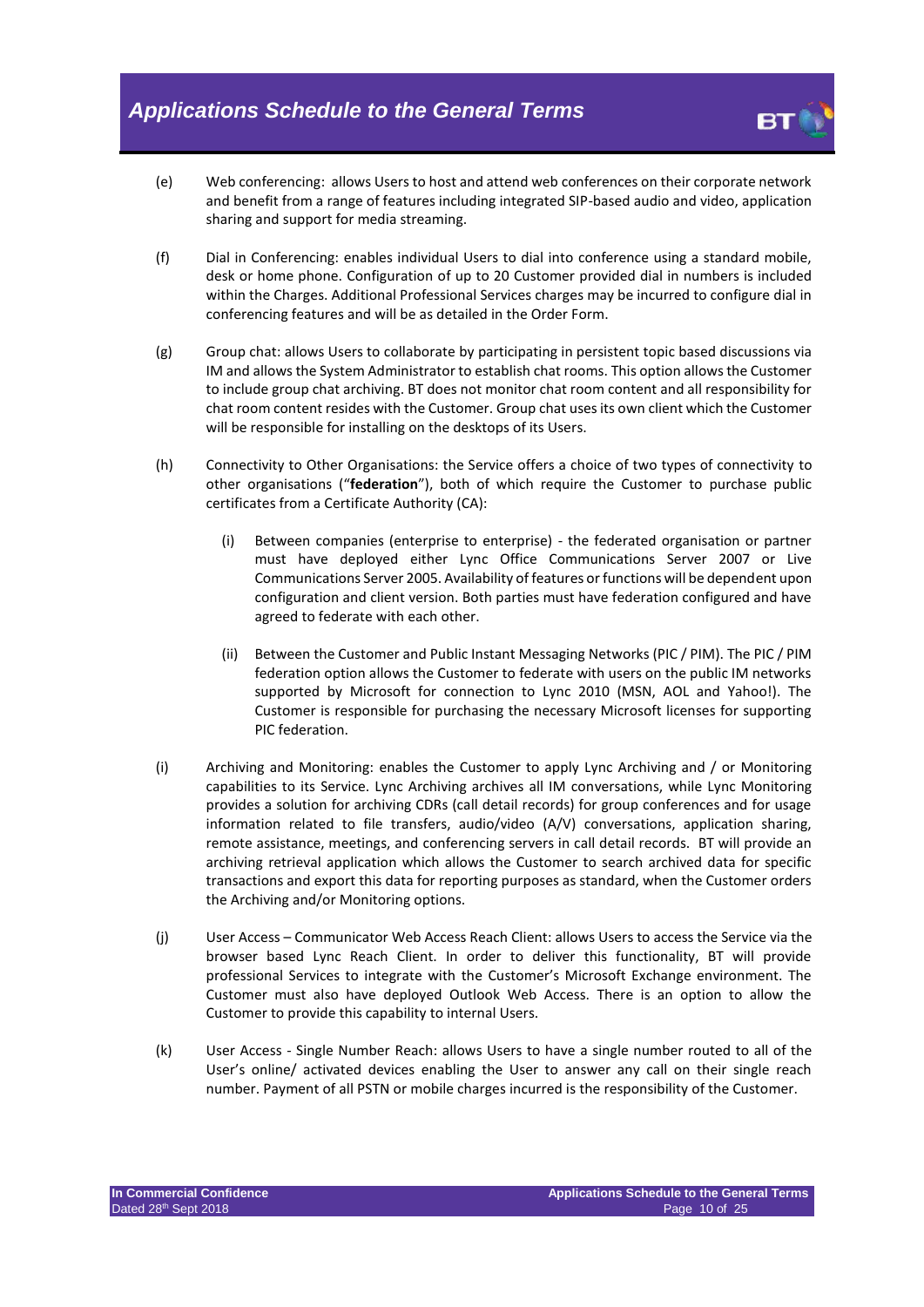(e) Web conferencing: allows Users to host and attend web conferences on their corporate network and benefit from a range of features including integrated SIP-based audio and video, application sharing and support for media streaming.

(f) Dial in Conferencing: enables individual Users to dial into conference using a standard mobile, desk or home phone. Configuration of up to 20 Customer provided dial in numbers is included within the Charges. Additional Professional Services charges may be incurred to configure dial in conferencing features and will be as detailed in the Order Form.

(g) Group chat: allows Users to collaborate by participating in persistent topic based discussions via IM and allows the System Administrator to establish chat rooms. This option allows the Customer to include group chat archiving. BT does not monitor chat room content and all responsibility for chat room content resides with the Customer. Group chat uses its own client which the Customer will be responsible for installing on the desktops of its Users.

(h) Connectivity to Other Organisations: the Service offers a choice of two types of connectivity to other organisations ("**federation**"), both of which require the Customer to purchase public certificates from a Certificate Authority (CA):

   (i) Between companies (enterprise to enterprise) - the federated organisation or partner must have deployed either Lync Office Communications Server 2007 or Live Communications Server 2005. Availability of features or functions will be dependent upon configuration and client version. Both parties must have federation configured and have agreed to federate with each other.

   (ii) Between the Customer and Public Instant Messaging Networks (PIC / PIM). The PIC / PIM federation option allows the Customer to federate with users on the public IM networks supported by Microsoft for connection to Lync 2010 (MSN, AOL and Yahoo!). The Customer is responsible for purchasing the necessary Microsoft licenses for supporting PIC federation.

(i) Archiving and Monitoring: enables the Customer to apply Lync Archiving and / or Monitoring capabilities to its Service. Lync Archiving archives all IM conversations, while Lync Monitoring provides a solution for archiving CDRs (call detail records) for group conferences and for usage information related to file transfers, audio/video (A/V) conversations, application sharing, remote assistance, meetings, and conferencing servers in call detail records. BT will provide an archiving retrieval application which allows the Customer to search archived data for specific transactions and export this data for reporting purposes as standard, when the Customer orders the Archiving and/or Monitoring options.

(j) User Access – Communicator Web Access Reach Client: allows Users to access the Service via the browser based Lync Reach Client. In order to deliver this functionality, BT will provide professional Services to integrate with the Customer's Microsoft Exchange environment. The Customer must also have deployed Outlook Web Access. There is an option to allow the Customer to provide this capability to internal Users.

(k) User Access - Single Number Reach: allows Users to have a single number routed to all of the User's online/ activated devices enabling the User to answer any call on their single reach number. Payment of all PSTN or mobile charges incurred is the responsibility of the Customer.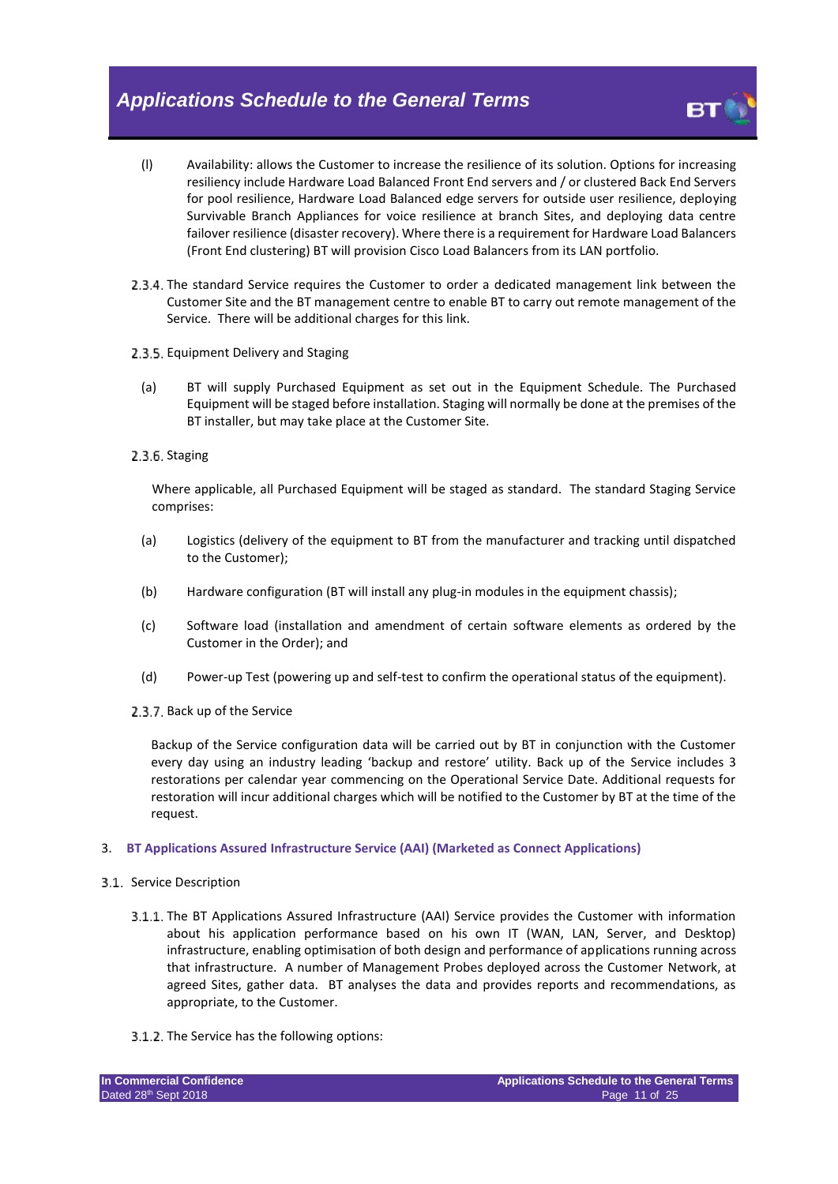(l) Availability: allows the Customer to increase the resilience of its solution. Options for increasing resiliency include Hardware Load Balanced Front End servers and / or clustered Back End Servers for pool resilience, Hardware Load Balanced edge servers for outside user resilience, deploying Survivable Branch Appliances for voice resilience at branch Sites, and deploying data centre failover resilience (disaster recovery). Where there is a requirement for Hardware Load Balancers (Front End clustering) BT will provision Cisco Load Balancers from its LAN portfolio.

2.3.4. The standard Service requires the Customer to order a dedicated management link between the Customer Site and the BT management centre to enable BT to carry out remote management of the Service. There will be additional charges for this link.

2.3.5. Equipment Delivery and Staging

(a) BT will supply Purchased Equipment as set out in the Equipment Schedule. The Purchased Equipment will be staged before installation. Staging will normally be done at the premises of the BT installer, but may take place at the Customer Site.

2.3.6. Staging

Where applicable, all Purchased Equipment will be staged as standard. The standard Staging Service comprises:

(a) Logistics (delivery of the equipment to BT from the manufacturer and tracking until dispatched to the Customer);

(b) Hardware configuration (BT will install any plug-in modules in the equipment chassis);

(c) Software load (installation and amendment of certain software elements as ordered by the Customer in the Order); and

(d) Power-up Test (powering up and self-test to confirm the operational status of the equipment).

2.3.7. Back up of the Service

Backup of the Service configuration data will be carried out by BT in conjunction with the Customer every day using an industry leading 'backup and restore' utility. Back up of the Service includes 3 restorations per calendar year commencing on the Operational Service Date. Additional requests for restoration will incur additional charges which will be notified to the Customer by BT at the time of the request.

## 3. BT Applications Assured Infrastructure Service (AAI) (Marketed as Connect Applications)

3.1. Service Description

3.1.1. The BT Applications Assured Infrastructure (AAI) Service provides the Customer with information about his application performance based on his own IT (WAN, LAN, Server, and Desktop) infrastructure, enabling optimisation of both design and performance of applications running across that infrastructure. A number of Management Probes deployed across the Customer Network, at agreed Sites, gather data. BT analyses the data and provides reports and recommendations, as appropriate, to the Customer.

3.1.2. The Service has the following options: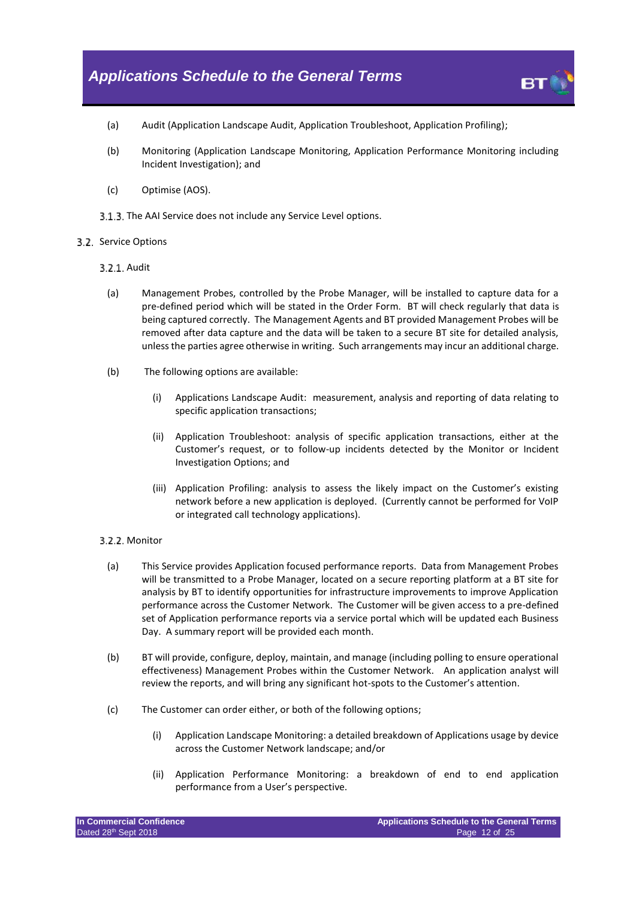(a) Audit (Application Landscape Audit, Application Troubleshoot, Application Profiling);

(b) Monitoring (Application Landscape Monitoring, Application Performance Monitoring including Incident Investigation); and

(c) Optimise (AOS).

3.1.3. The AAI Service does not include any Service Level options.

## 3.2. Service Options

### 3.2.1. Audit

(a) Management Probes, controlled by the Probe Manager, will be installed to capture data for a pre-defined period which will be stated in the Order Form. BT will check regularly that data is being captured correctly. The Management Agents and BT provided Management Probes will be removed after data capture and the data will be taken to a secure BT site for detailed analysis, unless the parties agree otherwise in writing. Such arrangements may incur an additional charge.

(b) The following options are available:

(i) Applications Landscape Audit: measurement, analysis and reporting of data relating to specific application transactions;

(ii) Application Troubleshoot: analysis of specific application transactions, either at the Customer's request, or to follow-up incidents detected by the Monitor or Incident Investigation Options; and

(iii) Application Profiling: analysis to assess the likely impact on the Customer's existing network before a new application is deployed. (Currently cannot be performed for VoIP or integrated call technology applications).

### 3.2.2. Monitor

(a) This Service provides Application focused performance reports. Data from Management Probes will be transmitted to a Probe Manager, located on a secure reporting platform at a BT site for analysis by BT to identify opportunities for infrastructure improvements to improve Application performance across the Customer Network. The Customer will be given access to a pre-defined set of Application performance reports via a service portal which will be updated each Business Day. A summary report will be provided each month.

(b) BT will provide, configure, deploy, maintain, and manage (including polling to ensure operational effectiveness) Management Probes within the Customer Network. An application analyst will review the reports, and will bring any significant hot-spots to the Customer's attention.

(c) The Customer can order either, or both of the following options;

(i) Application Landscape Monitoring: a detailed breakdown of Applications usage by device across the Customer Network landscape; and/or

(ii) Application Performance Monitoring: a breakdown of end to end application performance from a User's perspective.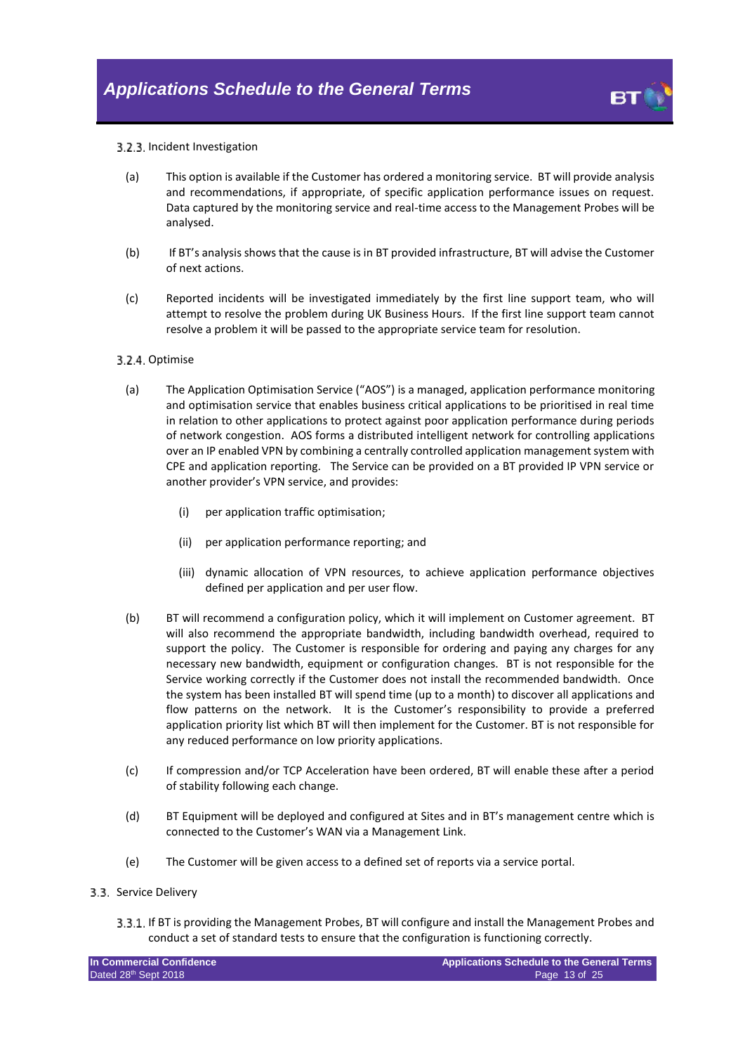3.2.3. Incident Investigation

(a) This option is available if the Customer has ordered a monitoring service. BT will provide analysis and recommendations, if appropriate, of specific application performance issues on request. Data captured by the monitoring service and real-time access to the Management Probes will be analysed.

(b) If BT's analysis shows that the cause is in BT provided infrastructure, BT will advise the Customer of next actions.

(c) Reported incidents will be investigated immediately by the first line support team, who will attempt to resolve the problem during UK Business Hours. If the first line support team cannot resolve a problem it will be passed to the appropriate service team for resolution.

3.2.4. Optimise

(a) The Application Optimisation Service ("AOS") is a managed, application performance monitoring and optimisation service that enables business critical applications to be prioritised in real time in relation to other applications to protect against poor application performance during periods of network congestion. AOS forms a distributed intelligent network for controlling applications over an IP enabled VPN by combining a centrally controlled application management system with CPE and application reporting. The Service can be provided on a BT provided IP VPN service or another provider's VPN service, and provides:

   (i) per application traffic optimisation;

   (ii) per application performance reporting; and

   (iii) dynamic allocation of VPN resources, to achieve application performance objectives defined per application and per user flow.

(b) BT will recommend a configuration policy, which it will implement on Customer agreement. BT will also recommend the appropriate bandwidth, including bandwidth overhead, required to support the policy. The Customer is responsible for ordering and paying any charges for any necessary new bandwidth, equipment or configuration changes. BT is not responsible for the Service working correctly if the Customer does not install the recommended bandwidth. Once the system has been installed BT will spend time (up to a month) to discover all applications and flow patterns on the network. It is the Customer's responsibility to provide a preferred application priority list which BT will then implement for the Customer. BT is not responsible for any reduced performance on low priority applications.

(c) If compression and/or TCP Acceleration have been ordered, BT will enable these after a period of stability following each change.

(d) BT Equipment will be deployed and configured at Sites and in BT's management centre which is connected to the Customer's WAN via a Management Link.

(e) The Customer will be given access to a defined set of reports via a service portal.

3.3. Service Delivery

3.3.1. If BT is providing the Management Probes, BT will configure and install the Management Probes and conduct a set of standard tests to ensure that the configuration is functioning correctly.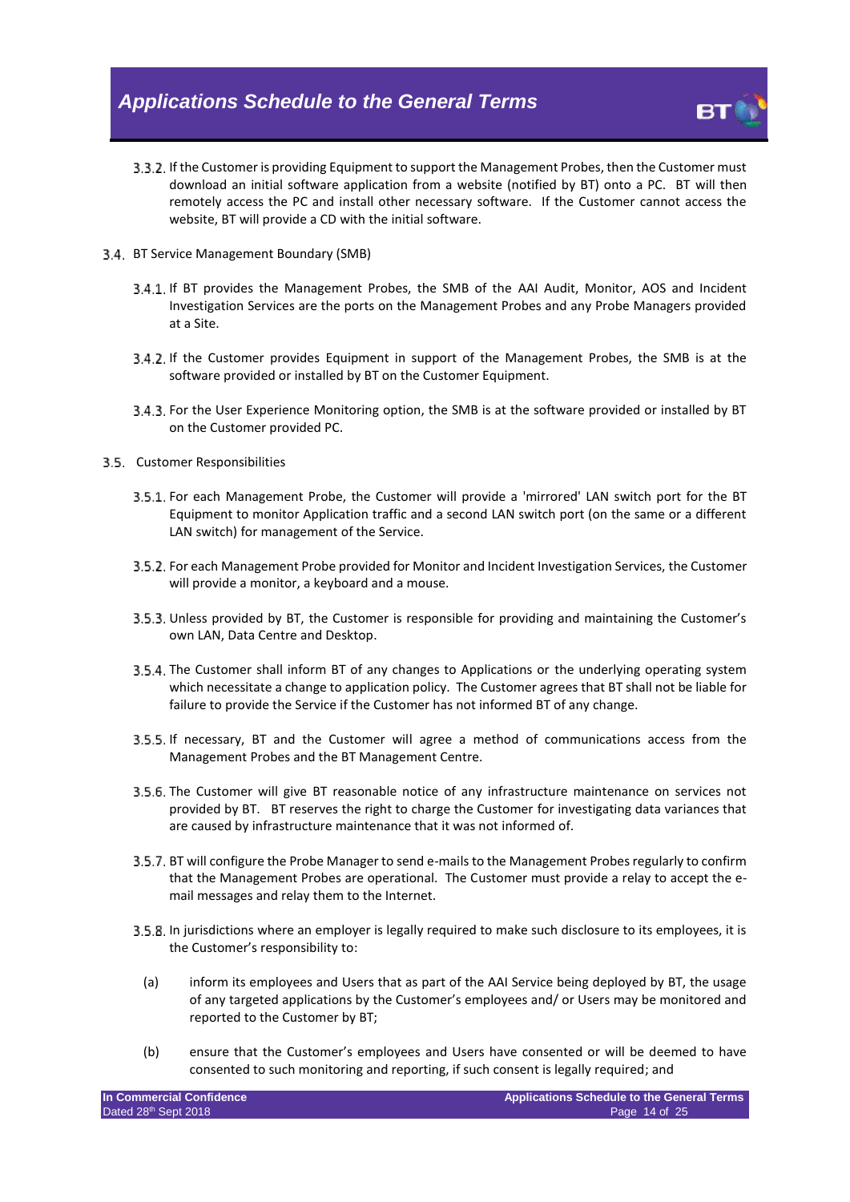3.3.2. If the Customer is providing Equipment to support the Management Probes, then the Customer must download an initial software application from a website (notified by BT) onto a PC. BT will then remotely access the PC and install other necessary software. If the Customer cannot access the website, BT will provide a CD with the initial software.

3.4. BT Service Management Boundary (SMB)

3.4.1. If BT provides the Management Probes, the SMB of the AAI Audit, Monitor, AOS and Incident Investigation Services are the ports on the Management Probes and any Probe Managers provided at a Site.

3.4.2. If the Customer provides Equipment in support of the Management Probes, the SMB is at the software provided or installed by BT on the Customer Equipment.

3.4.3. For the User Experience Monitoring option, the SMB is at the software provided or installed by BT on the Customer provided PC.

3.5. Customer Responsibilities

3.5.1. For each Management Probe, the Customer will provide a 'mirrored' LAN switch port for the BT Equipment to monitor Application traffic and a second LAN switch port (on the same or a different LAN switch) for management of the Service.

3.5.2. For each Management Probe provided for Monitor and Incident Investigation Services, the Customer will provide a monitor, a keyboard and a mouse.

3.5.3. Unless provided by BT, the Customer is responsible for providing and maintaining the Customer's own LAN, Data Centre and Desktop.

3.5.4. The Customer shall inform BT of any changes to Applications or the underlying operating system which necessitate a change to application policy. The Customer agrees that BT shall not be liable for failure to provide the Service if the Customer has not informed BT of any change.

3.5.5. If necessary, BT and the Customer will agree a method of communications access from the Management Probes and the BT Management Centre.

3.5.6. The Customer will give BT reasonable notice of any infrastructure maintenance on services not provided by BT. BT reserves the right to charge the Customer for investigating data variances that are caused by infrastructure maintenance that it was not informed of.

3.5.7. BT will configure the Probe Manager to send e-mails to the Management Probes regularly to confirm that the Management Probes are operational. The Customer must provide a relay to accept the e-mail messages and relay them to the Internet.

3.5.8. In jurisdictions where an employer is legally required to make such disclosure to its employees, it is the Customer's responsibility to:

(a) inform its employees and Users that as part of the AAI Service being deployed by BT, the usage of any targeted applications by the Customer's employees and/ or Users may be monitored and reported to the Customer by BT;

(b) ensure that the Customer's employees and Users have consented or will be deemed to have consented to such monitoring and reporting, if such consent is legally required; and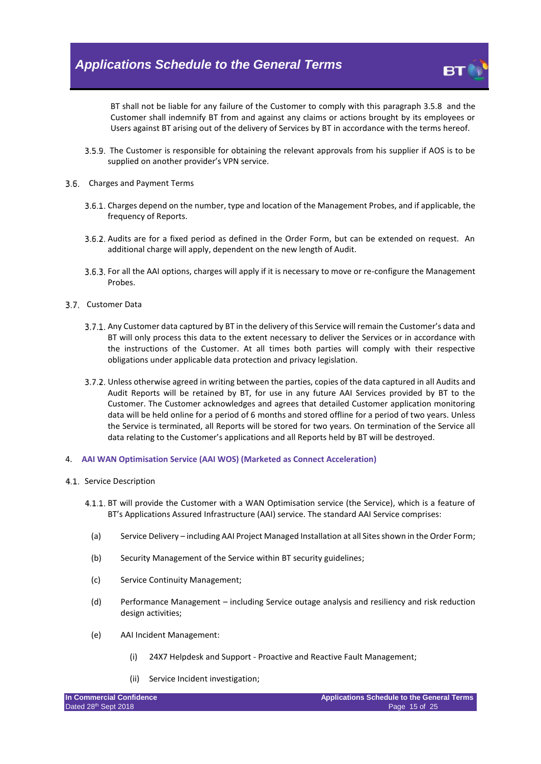BT shall not be liable for any failure of the Customer to comply with this paragraph 3.5.8 and the Customer shall indemnify BT from and against any claims or actions brought by its employees or Users against BT arising out of the delivery of Services by BT in accordance with the terms hereof.

3.5.9. The Customer is responsible for obtaining the relevant approvals from his supplier if AOS is to be supplied on another provider's VPN service.

3.6. Charges and Payment Terms

3.6.1. Charges depend on the number, type and location of the Management Probes, and if applicable, the frequency of Reports.

3.6.2. Audits are for a fixed period as defined in the Order Form, but can be extended on request. An additional charge will apply, dependent on the new length of Audit.

3.6.3. For all the AAI options, charges will apply if it is necessary to move or re-configure the Management Probes.

3.7. Customer Data

3.7.1. Any Customer data captured by BT in the delivery of this Service will remain the Customer's data and BT will only process this data to the extent necessary to deliver the Services or in accordance with the instructions of the Customer. At all times both parties will comply with their respective obligations under applicable data protection and privacy legislation.

3.7.2. Unless otherwise agreed in writing between the parties, copies of the data captured in all Audits and Audit Reports will be retained by BT, for use in any future AAI Services provided by BT to the Customer. The Customer acknowledges and agrees that detailed Customer application monitoring data will be held online for a period of 6 months and stored offline for a period of two years. Unless the Service is terminated, all Reports will be stored for two years. On termination of the Service all data relating to the Customer's applications and all Reports held by BT will be destroyed.

## 4. AAI WAN Optimisation Service (AAI WOS) (Marketed as Connect Acceleration)

4.1. Service Description

4.1.1. BT will provide the Customer with a WAN Optimisation service (the Service), which is a feature of BT's Applications Assured Infrastructure (AAI) service. The standard AAI Service comprises:

(a) Service Delivery – including AAI Project Managed Installation at all Sites shown in the Order Form;

(b) Security Management of the Service within BT security guidelines;

(c) Service Continuity Management;

(d) Performance Management – including Service outage analysis and resiliency and risk reduction design activities;

(e) AAI Incident Management:

(i) 24X7 Helpdesk and Support - Proactive and Reactive Fault Management;

(ii) Service Incident investigation;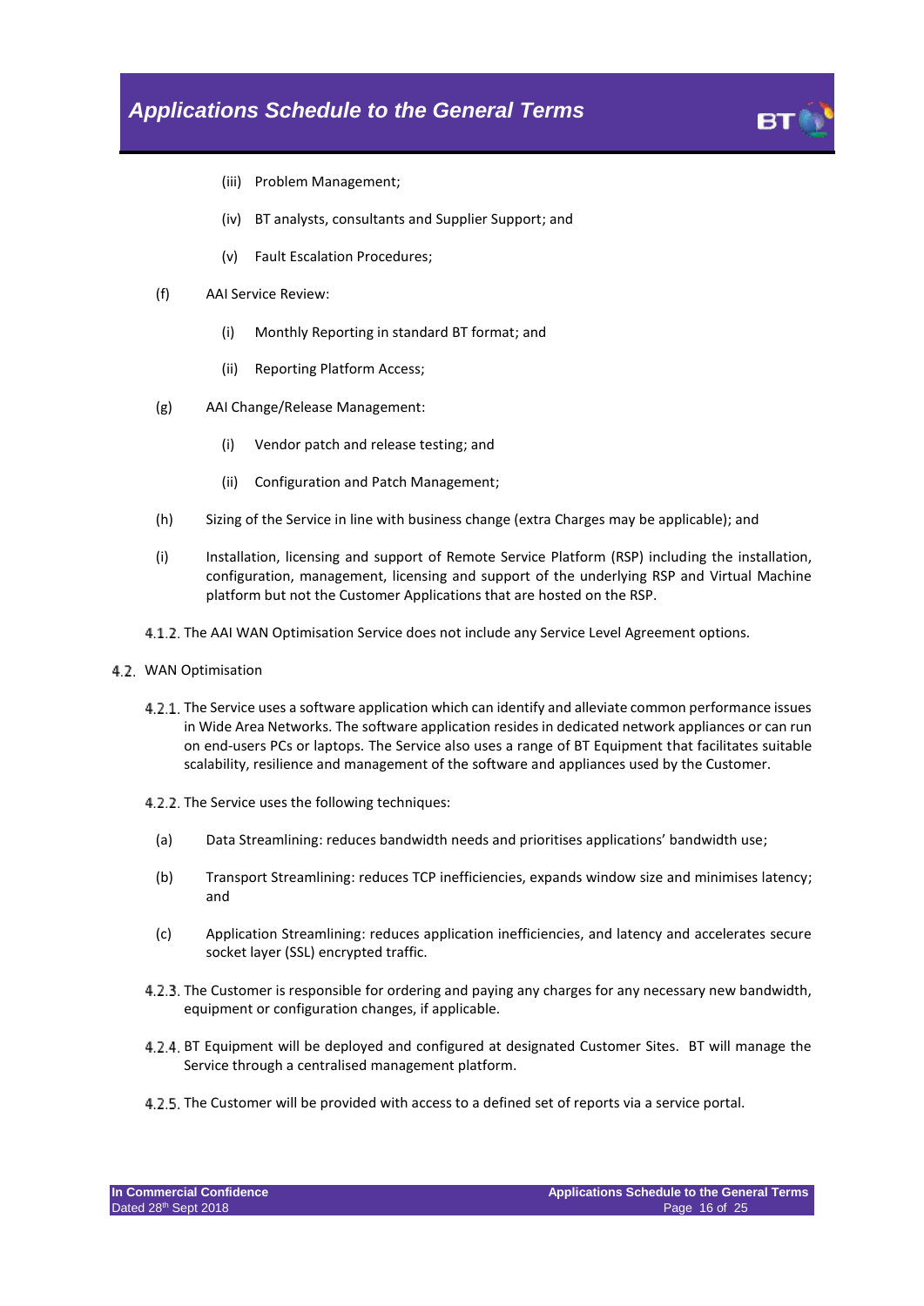(iii) Problem Management;

(iv) BT analysts, consultants and Supplier Support; and

(v) Fault Escalation Procedures;

(f) AAI Service Review:

(i) Monthly Reporting in standard BT format; and

(ii) Reporting Platform Access;

(g) AAI Change/Release Management:

(i) Vendor patch and release testing; and

(ii) Configuration and Patch Management;

(h) Sizing of the Service in line with business change (extra Charges may be applicable); and

(i) Installation, licensing and support of Remote Service Platform (RSP) including the installation, configuration, management, licensing and support of the underlying RSP and Virtual Machine platform but not the Customer Applications that are hosted on the RSP.

4.1.2. The AAI WAN Optimisation Service does not include any Service Level Agreement options.

4.2. WAN Optimisation

4.2.1. The Service uses a software application which can identify and alleviate common performance issues in Wide Area Networks. The software application resides in dedicated network appliances or can run on end-users PCs or laptops. The Service also uses a range of BT Equipment that facilitates suitable scalability, resilience and management of the software and appliances used by the Customer.

4.2.2. The Service uses the following techniques:

(a) Data Streamlining: reduces bandwidth needs and prioritises applications' bandwidth use;

(b) Transport Streamlining: reduces TCP inefficiencies, expands window size and minimises latency; and

(c) Application Streamlining: reduces application inefficiencies, and latency and accelerates secure socket layer (SSL) encrypted traffic.

4.2.3. The Customer is responsible for ordering and paying any charges for any necessary new bandwidth, equipment or configuration changes, if applicable.

4.2.4. BT Equipment will be deployed and configured at designated Customer Sites. BT will manage the Service through a centralised management platform.

4.2.5. The Customer will be provided with access to a defined set of reports via a service portal.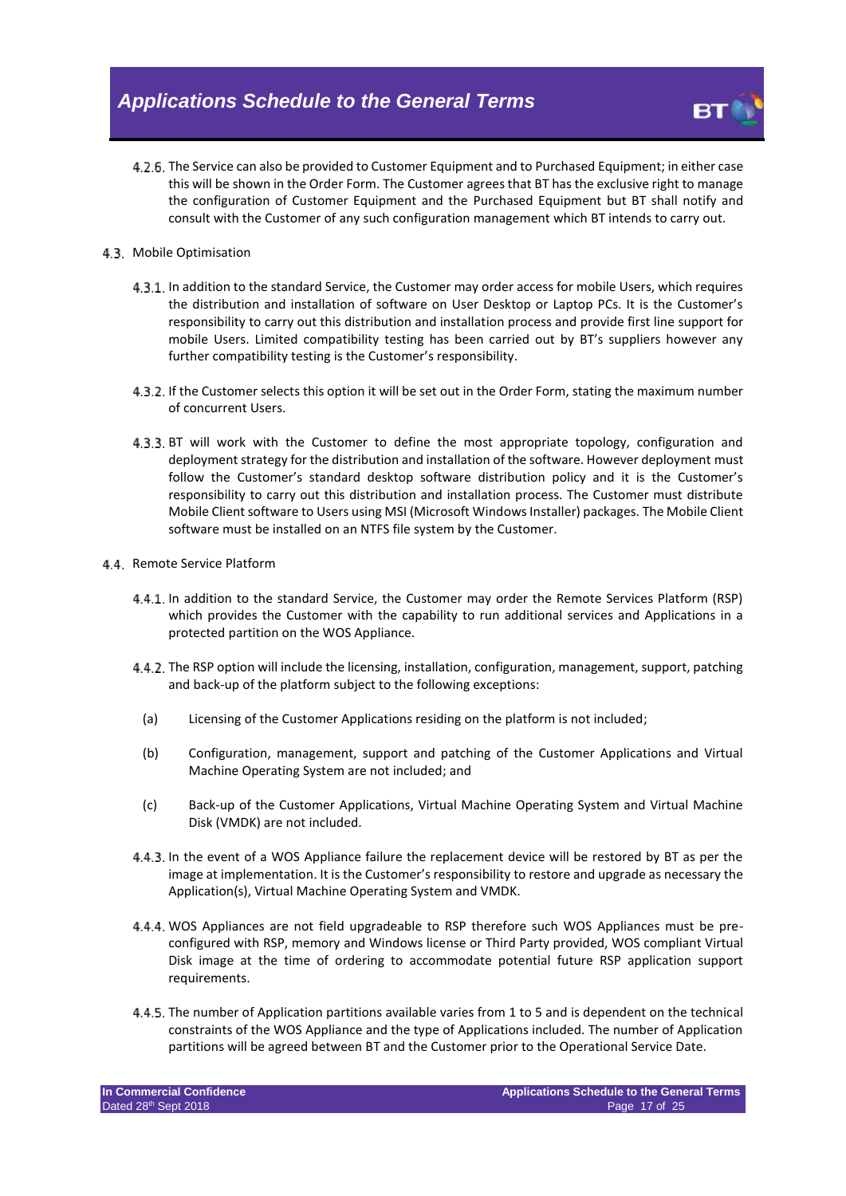4.2.6. The Service can also be provided to Customer Equipment and to Purchased Equipment; in either case this will be shown in the Order Form. The Customer agrees that BT has the exclusive right to manage the configuration of Customer Equipment and the Purchased Equipment but BT shall notify and consult with the Customer of any such configuration management which BT intends to carry out.

4.3. Mobile Optimisation

4.3.1. In addition to the standard Service, the Customer may order access for mobile Users, which requires the distribution and installation of software on User Desktop or Laptop PCs. It is the Customer's responsibility to carry out this distribution and installation process and provide first line support for mobile Users. Limited compatibility testing has been carried out by BT's suppliers however any further compatibility testing is the Customer's responsibility.

4.3.2. If the Customer selects this option it will be set out in the Order Form, stating the maximum number of concurrent Users.

4.3.3. BT will work with the Customer to define the most appropriate topology, configuration and deployment strategy for the distribution and installation of the software. However deployment must follow the Customer's standard desktop software distribution policy and it is the Customer's responsibility to carry out this distribution and installation process. The Customer must distribute Mobile Client software to Users using MSI (Microsoft Windows Installer) packages. The Mobile Client software must be installed on an NTFS file system by the Customer.

4.4. Remote Service Platform

4.4.1. In addition to the standard Service, the Customer may order the Remote Services Platform (RSP) which provides the Customer with the capability to run additional services and Applications in a protected partition on the WOS Appliance.

4.4.2. The RSP option will include the licensing, installation, configuration, management, support, patching and back-up of the platform subject to the following exceptions:

(a) Licensing of the Customer Applications residing on the platform is not included;

(b) Configuration, management, support and patching of the Customer Applications and Virtual Machine Operating System are not included; and

(c) Back-up of the Customer Applications, Virtual Machine Operating System and Virtual Machine Disk (VMDK) are not included.

4.4.3. In the event of a WOS Appliance failure the replacement device will be restored by BT as per the image at implementation. It is the Customer's responsibility to restore and upgrade as necessary the Application(s), Virtual Machine Operating System and VMDK.

4.4.4. WOS Appliances are not field upgradeable to RSP therefore such WOS Appliances must be pre-configured with RSP, memory and Windows license or Third Party provided, WOS compliant Virtual Disk image at the time of ordering to accommodate potential future RSP application support requirements.

4.4.5. The number of Application partitions available varies from 1 to 5 and is dependent on the technical constraints of the WOS Appliance and the type of Applications included. The number of Application partitions will be agreed between BT and the Customer prior to the Operational Service Date.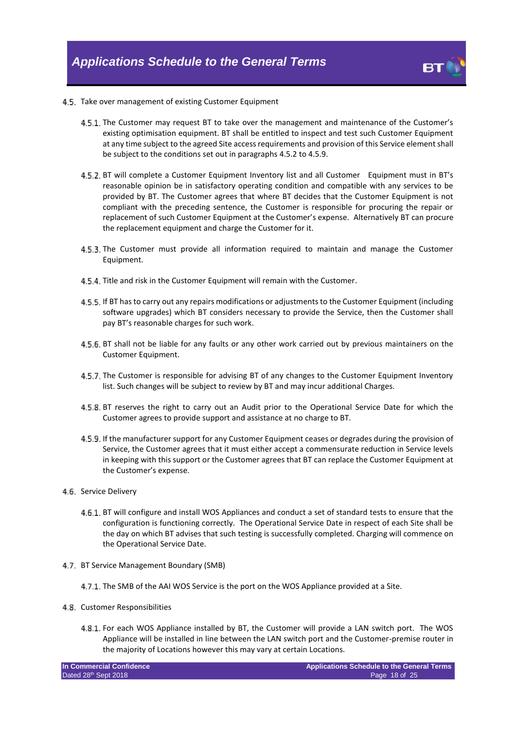4.5. Take over management of existing Customer Equipment

4.5.1. The Customer may request BT to take over the management and maintenance of the Customer's existing optimisation equipment. BT shall be entitled to inspect and test such Customer Equipment at any time subject to the agreed Site access requirements and provision of this Service element shall be subject to the conditions set out in paragraphs 4.5.2 to 4.5.9.

4.5.2. BT will complete a Customer Equipment Inventory list and all Customer Equipment must in BT's reasonable opinion be in satisfactory operating condition and compatible with any services to be provided by BT. The Customer agrees that where BT decides that the Customer Equipment is not compliant with the preceding sentence, the Customer is responsible for procuring the repair or replacement of such Customer Equipment at the Customer's expense. Alternatively BT can procure the replacement equipment and charge the Customer for it.

4.5.3. The Customer must provide all information required to maintain and manage the Customer Equipment.

4.5.4. Title and risk in the Customer Equipment will remain with the Customer.

4.5.5. If BT has to carry out any repairs modifications or adjustments to the Customer Equipment (including software upgrades) which BT considers necessary to provide the Service, then the Customer shall pay BT's reasonable charges for such work.

4.5.6. BT shall not be liable for any faults or any other work carried out by previous maintainers on the Customer Equipment.

4.5.7. The Customer is responsible for advising BT of any changes to the Customer Equipment Inventory list. Such changes will be subject to review by BT and may incur additional Charges.

4.5.8. BT reserves the right to carry out an Audit prior to the Operational Service Date for which the Customer agrees to provide support and assistance at no charge to BT.

4.5.9. If the manufacturer support for any Customer Equipment ceases or degrades during the provision of Service, the Customer agrees that it must either accept a commensurate reduction in Service levels in keeping with this support or the Customer agrees that BT can replace the Customer Equipment at the Customer's expense.

4.6. Service Delivery

4.6.1. BT will configure and install WOS Appliances and conduct a set of standard tests to ensure that the configuration is functioning correctly. The Operational Service Date in respect of each Site shall be the day on which BT advises that such testing is successfully completed. Charging will commence on the Operational Service Date.

4.7. BT Service Management Boundary (SMB)

4.7.1. The SMB of the AAI WOS Service is the port on the WOS Appliance provided at a Site.

4.8. Customer Responsibilities

4.8.1. For each WOS Appliance installed by BT, the Customer will provide a LAN switch port. The WOS Appliance will be installed in line between the LAN switch port and the Customer-premise router in the majority of Locations however this may vary at certain Locations.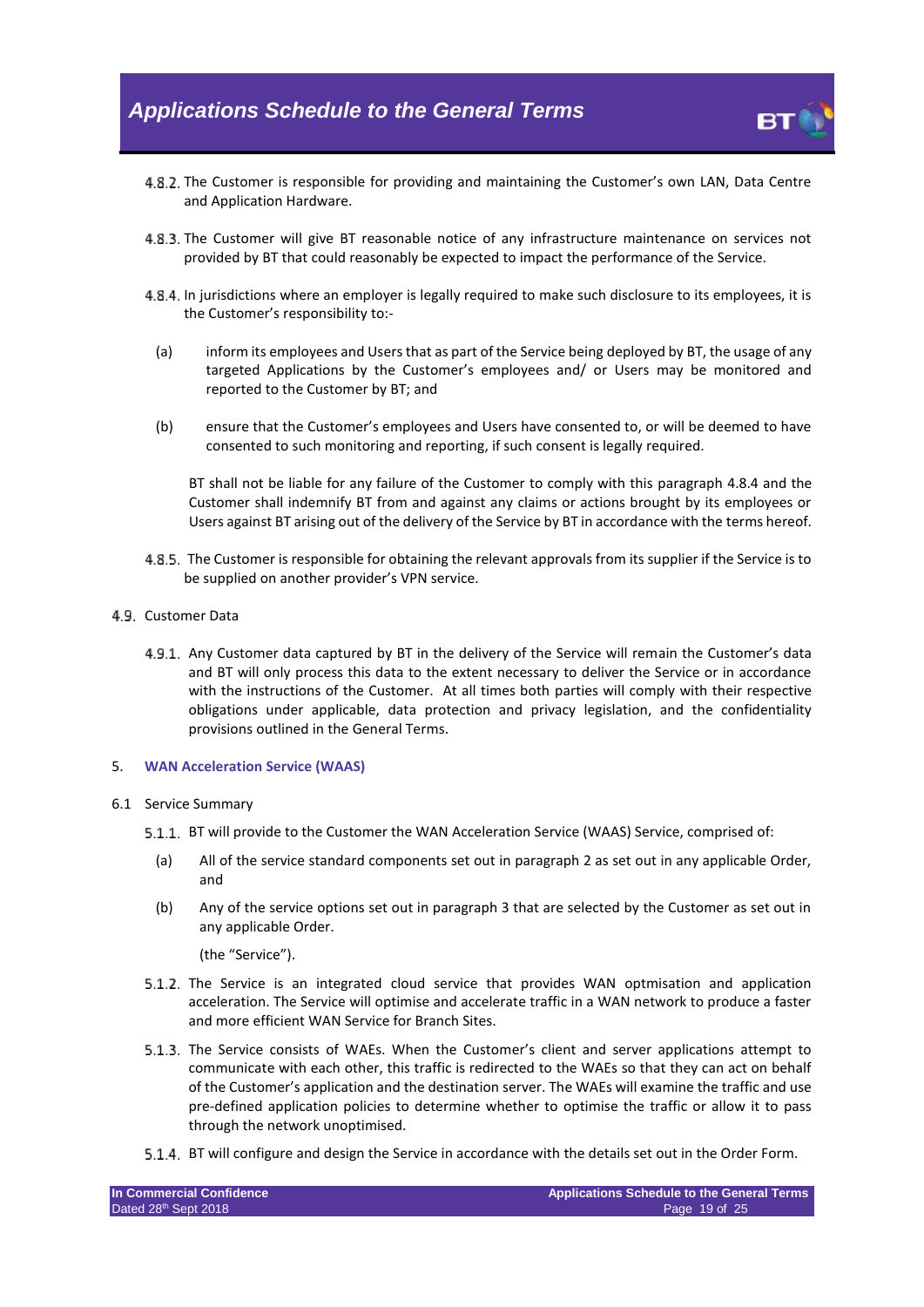4.8.2. The Customer is responsible for providing and maintaining the Customer's own LAN, Data Centre and Application Hardware.

4.8.3. The Customer will give BT reasonable notice of any infrastructure maintenance on services not provided by BT that could reasonably be expected to impact the performance of the Service.

4.8.4. In jurisdictions where an employer is legally required to make such disclosure to its employees, it is the Customer's responsibility to:-

(a) inform its employees and Users that as part of the Service being deployed by BT, the usage of any targeted Applications by the Customer's employees and/ or Users may be monitored and reported to the Customer by BT; and

(b) ensure that the Customer's employees and Users have consented to, or will be deemed to have consented to such monitoring and reporting, if such consent is legally required.

BT shall not be liable for any failure of the Customer to comply with this paragraph 4.8.4 and the Customer shall indemnify BT from and against any claims or actions brought by its employees or Users against BT arising out of the delivery of the Service by BT in accordance with the terms hereof.

4.8.5. The Customer is responsible for obtaining the relevant approvals from its supplier if the Service is to be supplied on another provider's VPN service.

4.9. Customer Data

4.9.1. Any Customer data captured by BT in the delivery of the Service will remain the Customer's data and BT will only process this data to the extent necessary to deliver the Service or in accordance with the instructions of the Customer. At all times both parties will comply with their respective obligations under applicable, data protection and privacy legislation, and the confidentiality provisions outlined in the General Terms.

## 5. WAN Acceleration Service (WAAS)

6.1 Service Summary

5.1.1. BT will provide to the Customer the WAN Acceleration Service (WAAS) Service, comprised of:

(a) All of the service standard components set out in paragraph 2 as set out in any applicable Order, and

(b) Any of the service options set out in paragraph 3 that are selected by the Customer as set out in any applicable Order.

(the "Service").

5.1.2. The Service is an integrated cloud service that provides WAN optmisation and application acceleration. The Service will optimise and accelerate traffic in a WAN network to produce a faster and more efficient WAN Service for Branch Sites.

5.1.3. The Service consists of WAEs. When the Customer's client and server applications attempt to communicate with each other, this traffic is redirected to the WAEs so that they can act on behalf of the Customer's application and the destination server. The WAEs will examine the traffic and use pre-defined application policies to determine whether to optimise the traffic or allow it to pass through the network unoptimised.

5.1.4. BT will configure and design the Service in accordance with the details set out in the Order Form.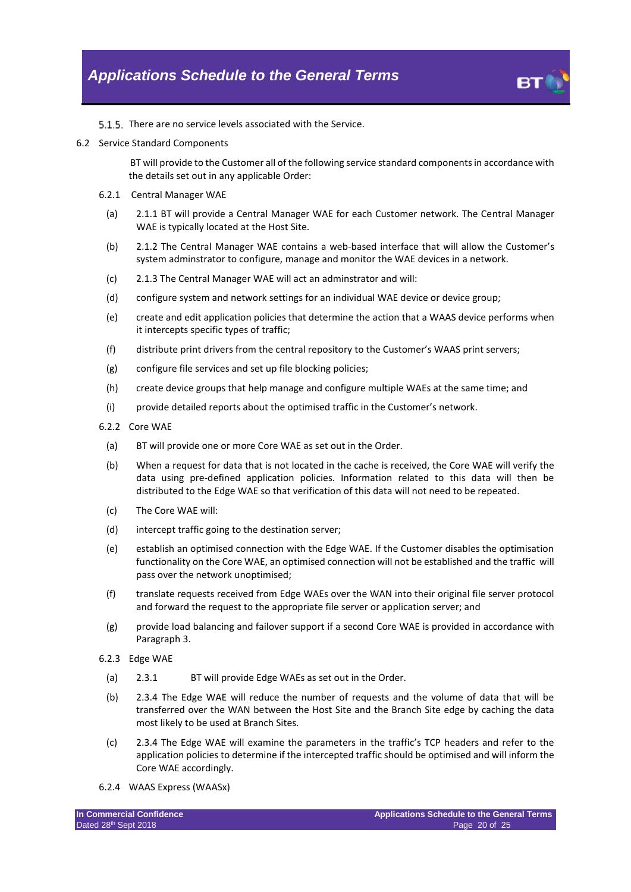5.1.5. There are no service levels associated with the Service.

6.2 Service Standard Components

BT will provide to the Customer all of the following service standard components in accordance with the details set out in any applicable Order:

6.2.1 Central Manager WAE

(a) 2.1.1 BT will provide a Central Manager WAE for each Customer network. The Central Manager WAE is typically located at the Host Site.

(b) 2.1.2 The Central Manager WAE contains a web-based interface that will allow the Customer's system adminstrator to configure, manage and monitor the WAE devices in a network.

(c) 2.1.3 The Central Manager WAE will act an adminstrator and will:

(d) configure system and network settings for an individual WAE device or device group;

(e) create and edit application policies that determine the action that a WAAS device performs when it intercepts specific types of traffic;

(f) distribute print drivers from the central repository to the Customer's WAAS print servers;

(g) configure file services and set up file blocking policies;

(h) create device groups that help manage and configure multiple WAEs at the same time; and

(i) provide detailed reports about the optimised traffic in the Customer's network.

6.2.2 Core WAE

(a) BT will provide one or more Core WAE as set out in the Order.

(b) When a request for data that is not located in the cache is received, the Core WAE will verify the data using pre-defined application policies. Information related to this data will then be distributed to the Edge WAE so that verification of this data will not need to be repeated.

(c) The Core WAE will:

(d) intercept traffic going to the destination server;

(e) establish an optimised connection with the Edge WAE. If the Customer disables the optimisation functionality on the Core WAE, an optimised connection will not be established and the traffic will pass over the network unoptimised;

(f) translate requests received from Edge WAEs over the WAN into their original file server protocol and forward the request to the appropriate file server or application server; and

(g) provide load balancing and failover support if a second Core WAE is provided in accordance with Paragraph 3.

6.2.3 Edge WAE

(a) 2.3.1 BT will provide Edge WAEs as set out in the Order.

(b) 2.3.4 The Edge WAE will reduce the number of requests and the volume of data that will be transferred over the WAN between the Host Site and the Branch Site edge by caching the data most likely to be used at Branch Sites.

(c) 2.3.4 The Edge WAE will examine the parameters in the traffic's TCP headers and refer to the application policies to determine if the intercepted traffic should be optimised and will inform the Core WAE accordingly.

6.2.4 WAAS Express (WAASx)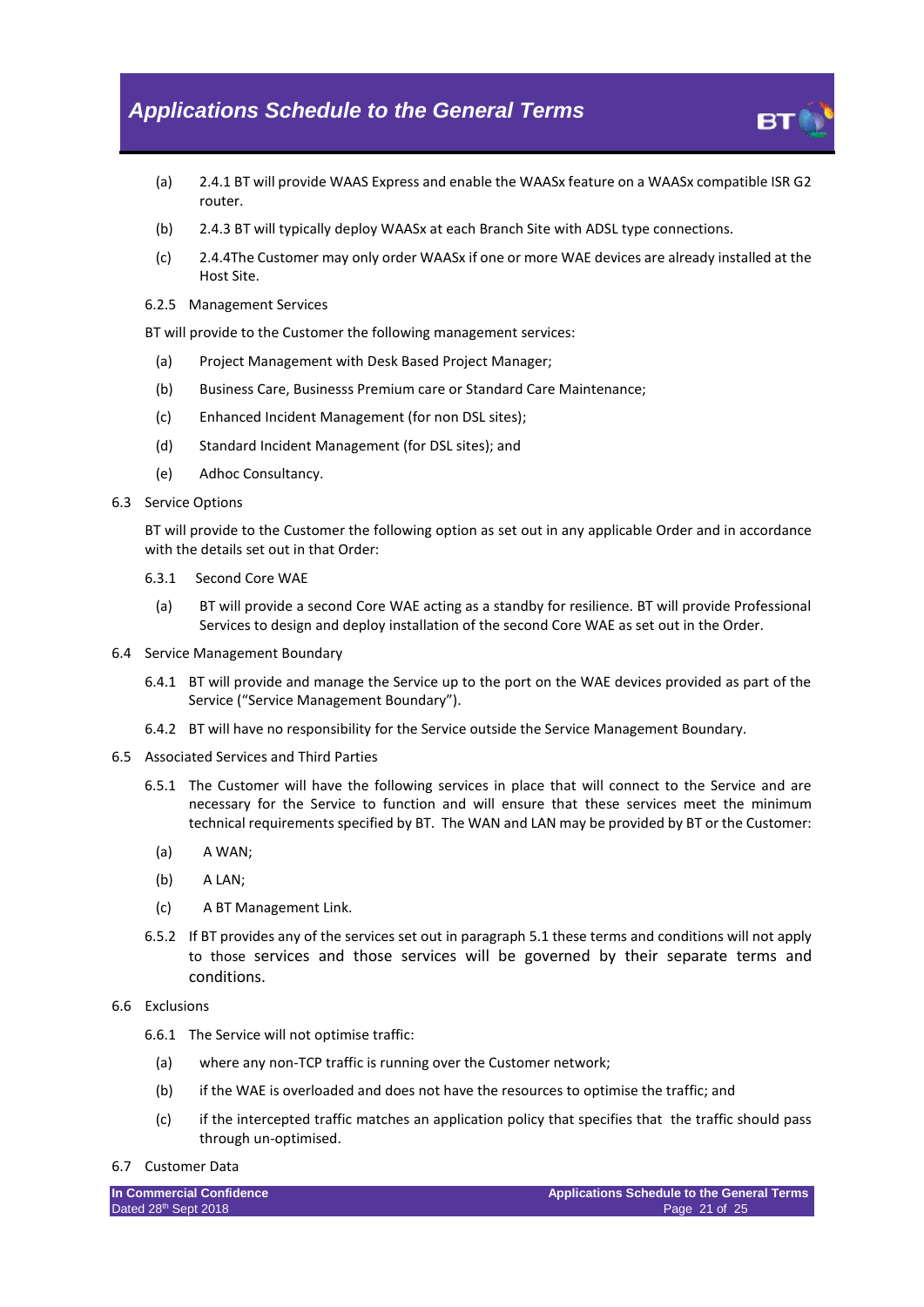(a) 2.4.1 BT will provide WAAS Express and enable the WAASx feature on a WAASx compatible ISR G2 router.

(b) 2.4.3 BT will typically deploy WAASx at each Branch Site with ADSL type connections.

(c) 2.4.4The Customer may only order WAASx if one or more WAE devices are already installed at the Host Site.

6.2.5 Management Services

BT will provide to the Customer the following management services:

(a) Project Management with Desk Based Project Manager;

(b) Business Care, Businesss Premium care or Standard Care Maintenance;

(c) Enhanced Incident Management (for non DSL sites);

(d) Standard Incident Management (for DSL sites); and

(e) Adhoc Consultancy.

6.3 Service Options

BT will provide to the Customer the following option as set out in any applicable Order and in accordance with the details set out in that Order:

6.3.1 Second Core WAE

(a) BT will provide a second Core WAE acting as a standby for resilience. BT will provide Professional Services to design and deploy installation of the second Core WAE as set out in the Order.

6.4 Service Management Boundary

6.4.1 BT will provide and manage the Service up to the port on the WAE devices provided as part of the Service ("Service Management Boundary").

6.4.2 BT will have no responsibility for the Service outside the Service Management Boundary.

6.5 Associated Services and Third Parties

6.5.1 The Customer will have the following services in place that will connect to the Service and are necessary for the Service to function and will ensure that these services meet the minimum technical requirements specified by BT. The WAN and LAN may be provided by BT or the Customer:

(a) A WAN;

(b) A LAN;

(c) A BT Management Link.

6.5.2 If BT provides any of the services set out in paragraph 5.1 these terms and conditions will not apply to those services and those services will be governed by their separate terms and conditions.

6.6 Exclusions

6.6.1 The Service will not optimise traffic:

(a) where any non-TCP traffic is running over the Customer network;

(b) if the WAE is overloaded and does not have the resources to optimise the traffic; and

(c) if the intercepted traffic matches an application policy that specifies that the traffic should pass through un-optimised.

6.7 Customer Data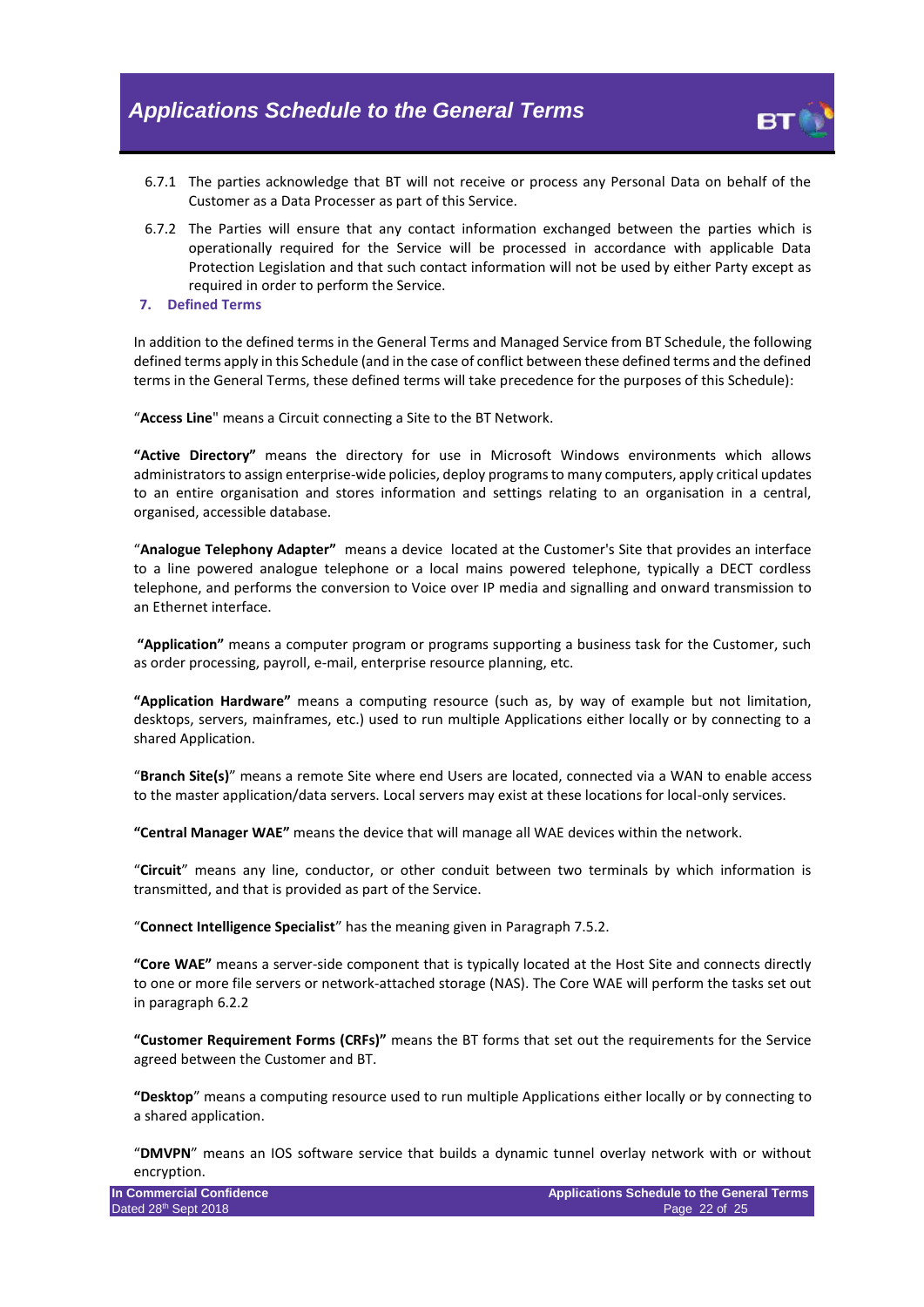6.7.1 The parties acknowledge that BT will not receive or process any Personal Data on behalf of the Customer as a Data Processer as part of this Service.

6.7.2 The Parties will ensure that any contact information exchanged between the parties which is operationally required for the Service will be processed in accordance with applicable Data Protection Legislation and that such contact information will not be used by either Party except as required in order to perform the Service.

## 7. Defined Terms

In addition to the defined terms in the General Terms and Managed Service from BT Schedule, the following defined terms apply in this Schedule (and in the case of conflict between these defined terms and the defined terms in the General Terms, these defined terms will take precedence for the purposes of this Schedule):

"**Access Line**" means a Circuit connecting a Site to the BT Network.

**"Active Directory"** means the directory for use in Microsoft Windows environments which allows administrators to assign enterprise-wide policies, deploy programs to many computers, apply critical updates to an entire organisation and stores information and settings relating to an organisation in a central, organised, accessible database.

"**Analogue Telephony Adapter"** means a device located at the Customer's Site that provides an interface to a line powered analogue telephone or a local mains powered telephone, typically a DECT cordless telephone, and performs the conversion to Voice over IP media and signalling and onward transmission to an Ethernet interface.

**"Application"** means a computer program or programs supporting a business task for the Customer, such as order processing, payroll, e-mail, enterprise resource planning, etc.

**"Application Hardware"** means a computing resource (such as, by way of example but not limitation, desktops, servers, mainframes, etc.) used to run multiple Applications either locally or by connecting to a shared Application.

"**Branch Site(s)**" means a remote Site where end Users are located, connected via a WAN to enable access to the master application/data servers. Local servers may exist at these locations for local-only services.

**"Central Manager WAE"** means the device that will manage all WAE devices within the network.

"**Circuit**" means any line, conductor, or other conduit between two terminals by which information is transmitted, and that is provided as part of the Service.

"**Connect Intelligence Specialist**" has the meaning given in Paragraph 7.5.2.

**"Core WAE"** means a server-side component that is typically located at the Host Site and connects directly to one or more file servers or network-attached storage (NAS). The Core WAE will perform the tasks set out in paragraph 6.2.2

**"Customer Requirement Forms (CRFs)"** means the BT forms that set out the requirements for the Service agreed between the Customer and BT.

**"Desktop**" means a computing resource used to run multiple Applications either locally or by connecting to a shared application.

"**DMVPN**" means an IOS software service that builds a dynamic tunnel overlay network with or without encryption.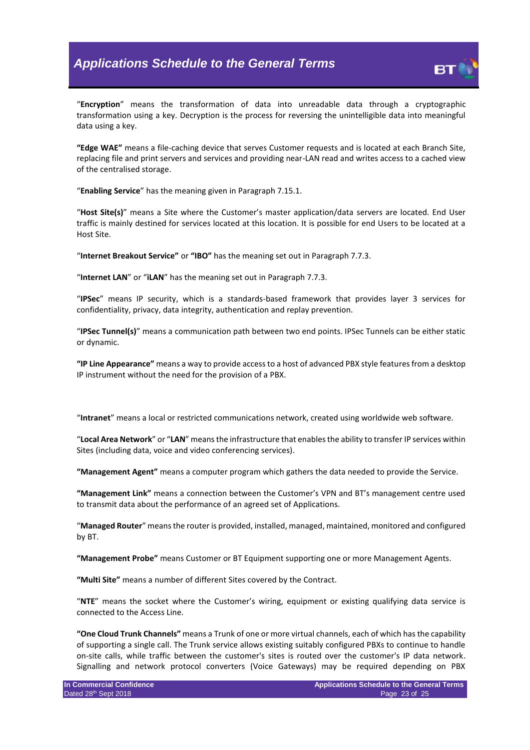"**Encryption**" means the transformation of data into unreadable data through a cryptographic transformation using a key. Decryption is the process for reversing the unintelligible data into meaningful data using a key.

**"Edge WAE"** means a file-caching device that serves Customer requests and is located at each Branch Site, replacing file and print servers and services and providing near-LAN read and writes access to a cached view of the centralised storage.

"**Enabling Service**" has the meaning given in Paragraph 7.15.1.

"**Host Site(s)**" means a Site where the Customer's master application/data servers are located. End User traffic is mainly destined for services located at this location. It is possible for end Users to be located at a Host Site.

"**Internet Breakout Service"** or **"IBO"** has the meaning set out in Paragraph 7.7.3.

"**Internet LAN**" or "**iLAN**" has the meaning set out in Paragraph 7.7.3.

"**IPSec**" means IP security, which is a standards-based framework that provides layer 3 services for confidentiality, privacy, data integrity, authentication and replay prevention.

"**IPSec Tunnel(s)**" means a communication path between two end points. IPSec Tunnels can be either static or dynamic.

**"IP Line Appearance"** means a way to provide access to a host of advanced PBX style features from a desktop IP instrument without the need for the provision of a PBX.

"**Intranet**" means a local or restricted communications network, created using worldwide web software.

"**Local Area Network**" or "**LAN**" means the infrastructure that enables the ability to transfer IP services within Sites (including data, voice and video conferencing services).

**"Management Agent"** means a computer program which gathers the data needed to provide the Service.

**"Management Link"** means a connection between the Customer's VPN and BT's management centre used to transmit data about the performance of an agreed set of Applications.

"**Managed Router**" means the router is provided, installed, managed, maintained, monitored and configured by BT.

**"Management Probe"** means Customer or BT Equipment supporting one or more Management Agents.

**"Multi Site"** means a number of different Sites covered by the Contract.

"**NTE**" means the socket where the Customer's wiring, equipment or existing qualifying data service is connected to the Access Line.

**"One Cloud Trunk Channels"** means a Trunk of one or more virtual channels, each of which has the capability of supporting a single call. The Trunk service allows existing suitably configured PBXs to continue to handle on-site calls, while traffic between the customer's sites is routed over the customer's IP data network. Signalling and network protocol converters (Voice Gateways) may be required depending on PBX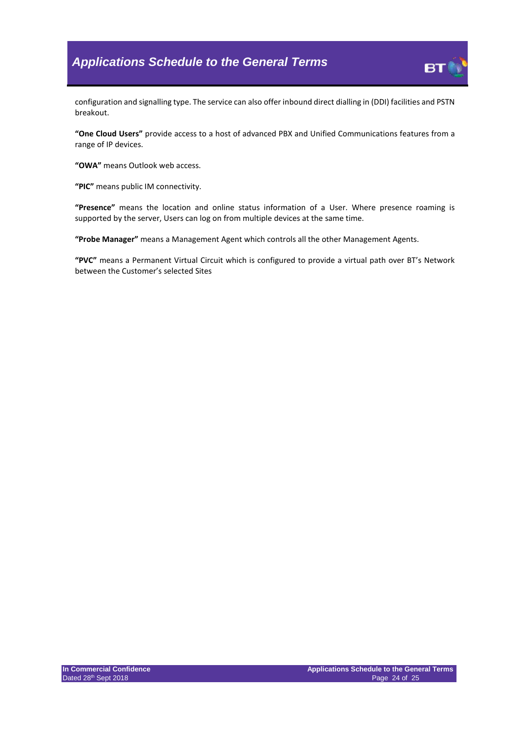configuration and signalling type. The service can also offer inbound direct dialling in (DDI) facilities and PSTN breakout.

**"One Cloud Users"** provide access to a host of advanced PBX and Unified Communications features from a range of IP devices.

**"OWA"** means Outlook web access.

**"PIC"** means public IM connectivity.

**"Presence"** means the location and online status information of a User. Where presence roaming is supported by the server, Users can log on from multiple devices at the same time.

**"Probe Manager"** means a Management Agent which controls all the other Management Agents.

**"PVC"** means a Permanent Virtual Circuit which is configured to provide a virtual path over BT's Network between the Customer's selected Sites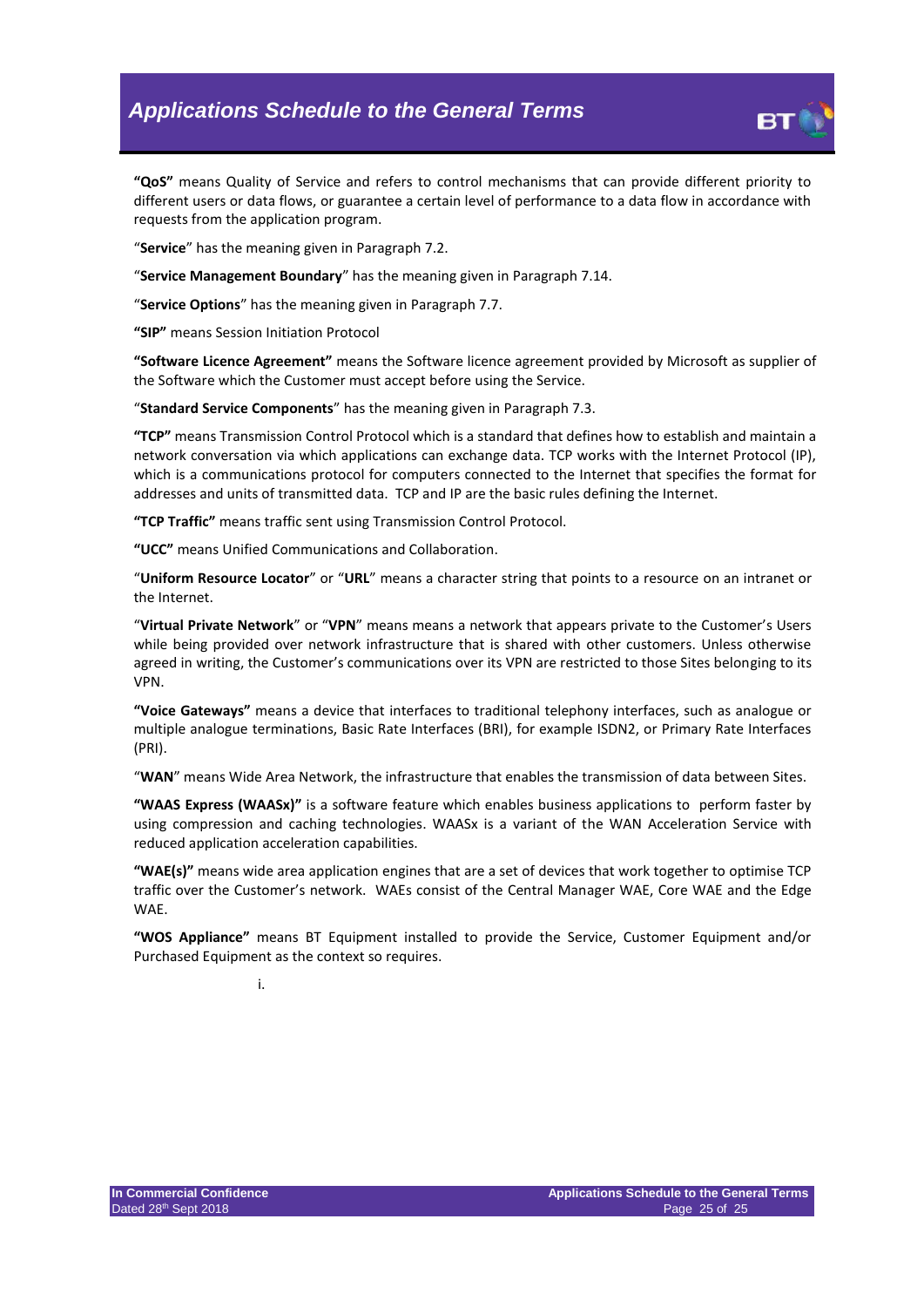**"QoS"** means Quality of Service and refers to control mechanisms that can provide different priority to different users or data flows, or guarantee a certain level of performance to a data flow in accordance with requests from the application program.

"**Service**" has the meaning given in Paragraph 7.2.

"**Service Management Boundary**" has the meaning given in Paragraph 7.14.

"**Service Options**" has the meaning given in Paragraph 7.7.

**"SIP"** means Session Initiation Protocol

**"Software Licence Agreement"** means the Software licence agreement provided by Microsoft as supplier of the Software which the Customer must accept before using the Service.

"**Standard Service Components**" has the meaning given in Paragraph 7.3.

**"TCP"** means Transmission Control Protocol which is a standard that defines how to establish and maintain a network conversation via which applications can exchange data. TCP works with the Internet Protocol (IP), which is a communications protocol for computers connected to the Internet that specifies the format for addresses and units of transmitted data. TCP and IP are the basic rules defining the Internet.

**"TCP Traffic"** means traffic sent using Transmission Control Protocol.

**"UCC"** means Unified Communications and Collaboration.

"**Uniform Resource Locator**" or "**URL**" means a character string that points to a resource on an intranet or the Internet.

"**Virtual Private Network**" or "**VPN**" means means a network that appears private to the Customer's Users while being provided over network infrastructure that is shared with other customers. Unless otherwise agreed in writing, the Customer's communications over its VPN are restricted to those Sites belonging to its VPN.

**"Voice Gateways"** means a device that interfaces to traditional telephony interfaces, such as analogue or multiple analogue terminations, Basic Rate Interfaces (BRI), for example ISDN2, or Primary Rate Interfaces (PRI).

"**WAN**" means Wide Area Network, the infrastructure that enables the transmission of data between Sites.

**"WAAS Express (WAASx)"** is a software feature which enables business applications to perform faster by using compression and caching technologies. WAASx is a variant of the WAN Acceleration Service with reduced application acceleration capabilities.

**"WAE(s)"** means wide area application engines that are a set of devices that work together to optimise TCP traffic over the Customer's network. WAEs consist of the Central Manager WAE, Core WAE and the Edge WAE.

**"WOS Appliance"** means BT Equipment installed to provide the Service, Customer Equipment and/or Purchased Equipment as the context so requires.

i.